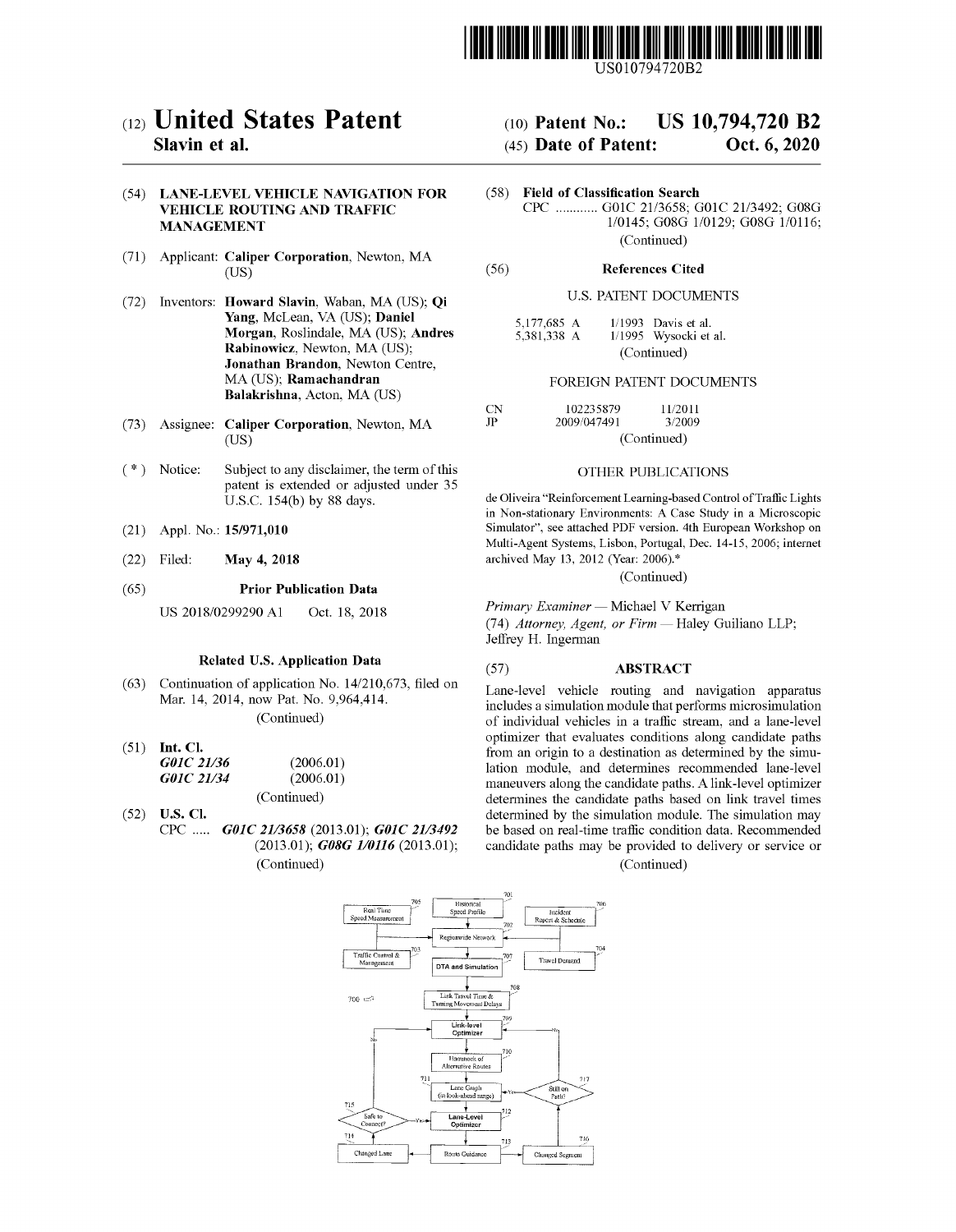US010794720B2

# (12) United States Patent
**Slavin et al.**

(10) **Patent No.:** **US 10,794,720 B2**

(45) **Date of Patent:** **Oct. 6, 2020**

(54) **LANE-LEVEL VEHICLE NAVIGATION FOR VEHICLE ROUTING AND TRAFFIC MANAGEMENT**

(71) Applicant: **Caliper Corporation**, Newton, MA (US)

(72) Inventors: **Howard Slavin**, Waban, MA (US); **Qi Yang**, McLean, VA (US); **Daniel Morgan**, Roslindale, MA (US); **Andres Rabinowicz**, Newton, MA (US); **Jonathan Brandon**, Newton Centre, MA (US); **Ramachandran Balakrishna**, Acton, MA (US)

(73) Assignee: **Caliper Corporation**, Newton, MA (US)

( * ) Notice: Subject to any disclaimer, the term of this patent is extended or adjusted under 35 U.S.C. 154(b) by 88 days.

(21) Appl. No.: **15/971,010**

(22) Filed: **May 4, 2018**

(65) **Prior Publication Data**

US 2018/0299290 A1 Oct. 18, 2018

**Related U.S. Application Data**

(63) Continuation of application No. 14/210,673, filed on Mar. 14, 2014, now Pat. No. 9,964,414.

(Continued)

(51) **Int. Cl.**

*G01C 21/36* (2006.01)

*G01C 21/34* (2006.01)

(Continued)

(52) **U.S. Cl.**

CPC ..... ***G01C 21/3658*** (2013.01); ***G01C 21/3492*** (2013.01); ***G08G 1/0116*** (2013.01);

(Continued)

(58) **Field of Classification Search**

CPC ............ G01C 21/3658; G01C 21/3492; G08G 1/0145; G08G 1/0129; G08G 1/0116;

(Continued)

(56) **References Cited**

U.S. PATENT DOCUMENTS

| | | |
|---|---|---|
| 5,177,685 A | 1/1993 | Davis et al. |
| 5,381,338 A | 1/1995 | Wysocki et al. |

(Continued)

FOREIGN PATENT DOCUMENTS

| | | |
|---|---|---|
| CN | 102235879 | 11/2011 |
| JP | 2009/047491 | 3/2009 |

(Continued)

OTHER PUBLICATIONS

de Oliveira "Reinforcement Learning-based Control of Traffic Lights in Non-stationary Environments: A Case Study in a Microscopic Simulator", see attached PDF version. 4th European Workshop on Multi-Agent Systems, Lisbon, Portugal, Dec. 14-15, 2006; internet archived May 13, 2012 (Year: 2006).*

(Continued)

*Primary Examiner* — Michael V Kerrigan

(74) *Attorney, Agent, or Firm* — Haley Guiliano LLP; Jeffrey H. Ingerman

(57) **ABSTRACT**

Lane-level vehicle routing and navigation apparatus includes a simulation module that performs microsimulation of individual vehicles in a traffic stream, and a lane-level optimizer that evaluates conditions along candidate paths from an origin to a destination as determined by the simulation module, and determines recommended lane-level maneuvers along the candidate paths. A link-level optimizer determines the candidate paths based on link travel times determined by the simulation module. The simulation may be based on real-time traffic condition data. Recommended candidate paths may be provided to delivery or service or

(Continued)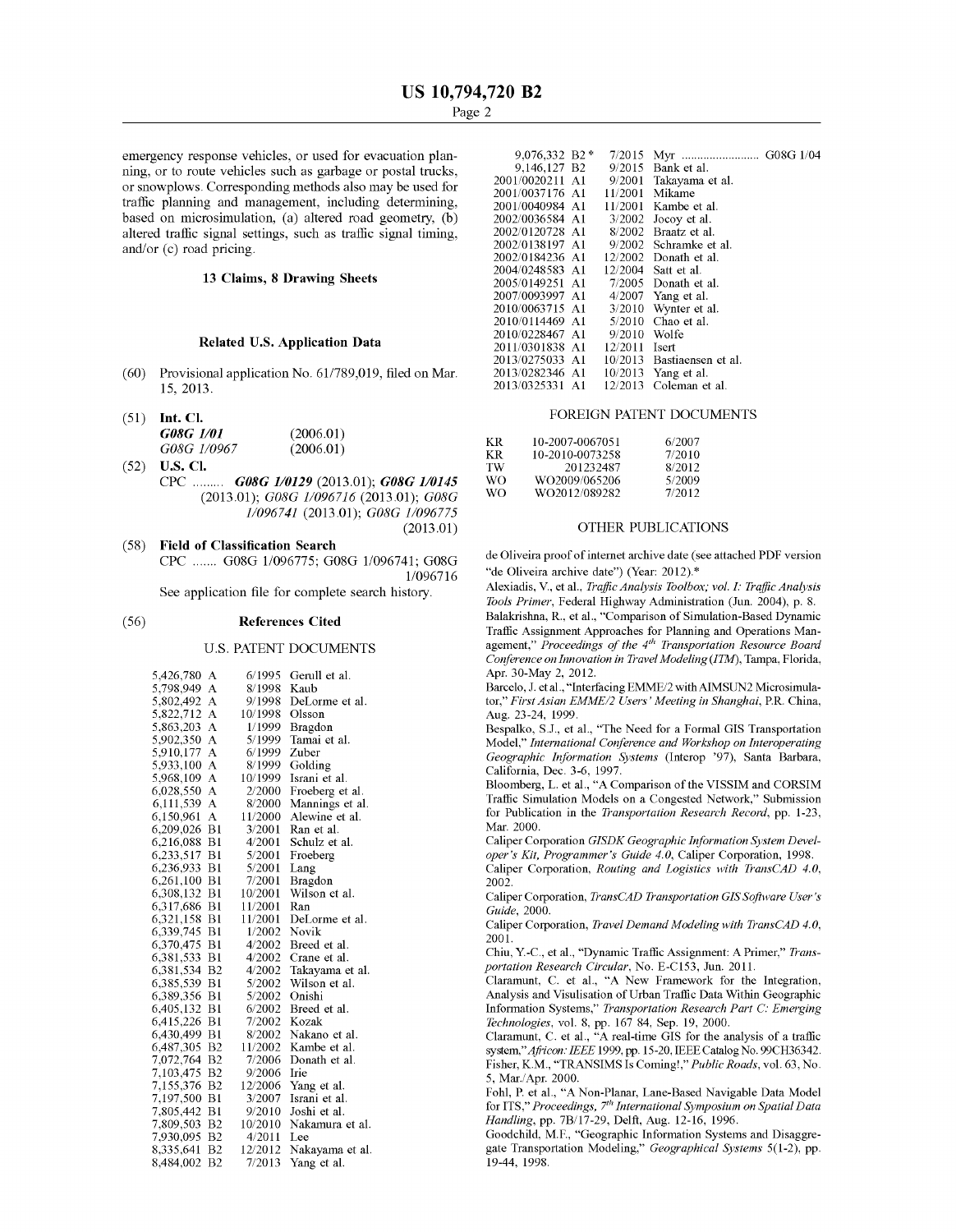emergency response vehicles, or used for evacuation planning, or to route vehicles such as garbage or postal trucks, or snowplows. Corresponding methods also may be used for traffic planning and management, including determining, based on microsimulation, (a) altered road geometry, (b) altered traffic signal settings, such as traffic signal timing, and/or (c) road pricing.

**13 Claims, 8 Drawing Sheets**

### Related U.S. Application Data

(60) Provisional application No. 61/789,019, filed on Mar. 15, 2013.

(51) **Int. Cl.**
***G08G 1/01*** (2006.01)
*G08G 1/0967* (2006.01)

(52) **U.S. Cl.**
CPC ......... ***G08G 1/0129*** (2013.01); ***G08G 1/0145*** (2013.01); *G08G 1/096716* (2013.01); *G08G 1/096741* (2013.01); *G08G 1/096775* (2013.01)

(58) **Field of Classification Search**
CPC ....... G08G 1/096775; G08G 1/096741; G08G 1/096716
See application file for complete search history.

(56) **References Cited**

U.S. PATENT DOCUMENTS

| | | |
|---|---|---|
| 5,426,780 A | 6/1995 | Gerull et al. |
| 5,798,949 A | 8/1998 | Kaub |
| 5,802,492 A | 9/1998 | DeLorme et al. |
| 5,822,712 A | 10/1998 | Olsson |
| 5,863,203 A | 1/1999 | Bragdon |
| 5,902,350 A | 5/1999 | Tamai et al. |
| 5,910,177 A | 6/1999 | Zuber |
| 5,933,100 A | 8/1999 | Golding |
| 5,968,109 A | 10/1999 | Israni et al. |
| 6,028,550 A | 2/2000 | Froeberg et al. |
| 6,111,539 A | 8/2000 | Mannings et al. |
| 6,150,961 A | 11/2000 | Alewine et al. |
| 6,209,026 B1 | 3/2001 | Ran et al. |
| 6,216,088 B1 | 4/2001 | Schulz et al. |
| 6,233,517 B1 | 5/2001 | Froeberg |
| 6,236,933 B1 | 5/2001 | Lang |
| 6,261,100 B1 | 7/2001 | Bragdon |
| 6,308,132 B1 | 10/2001 | Wilson et al. |
| 6,317,686 B1 | 11/2001 | Ran |
| 6,321,158 B1 | 11/2001 | DeLorme et al. |
| 6,339,745 B1 | 1/2002 | Novik |
| 6,370,475 B1 | 4/2002 | Breed et al. |
| 6,381,533 B1 | 4/2002 | Crane et al. |
| 6,381,534 B2 | 4/2002 | Takayama et al. |
| 6,385,539 B1 | 5/2002 | Wilson et al. |
| 6,389,356 B1 | 5/2002 | Onishi |
| 6,405,132 B1 | 6/2002 | Breed et al. |
| 6,415,226 B1 | 7/2002 | Kozak |
| 6,430,499 B1 | 8/2002 | Nakano et al. |
| 6,487,305 B2 | 11/2002 | Kambe et al. |
| 7,072,764 B2 | 7/2006 | Donath et al. |
| 7,103,475 B2 | 9/2006 | Irie |
| 7,155,376 B2 | 12/2006 | Yang et al. |
| 7,197,500 B1 | 3/2007 | Israni et al. |
| 7,805,442 B1 | 9/2010 | Joshi et al. |
| 7,809,503 B2 | 10/2010 | Nakamura et al. |
| 7,930,095 B2 | 4/2011 | Lee |
| 8,335,641 B2 | 12/2012 | Nakayama et al. |
| 8,484,002 B2 | 7/2013 | Yang et al. |
| 9,076,332 B2 * | 7/2015 | Myr ......................... G08G 1/04 |
| 9,146,127 B2 | 9/2015 | Bank et al. |
| 2001/0020211 A1 | 9/2001 | Takayama et al. |
| 2001/0037176 A1 | 11/2001 | Mikame |
| 2001/0040984 A1 | 11/2001 | Kambe et al. |
| 2002/0036584 A1 | 3/2002 | Jocoy et al. |
| 2002/0120728 A1 | 8/2002 | Braatz et al. |
| 2002/0138197 A1 | 9/2002 | Schramke et al. |
| 2002/0184236 A1 | 12/2002 | Donath et al. |
| 2004/0248583 A1 | 12/2004 | Satt et al. |
| 2005/0149251 A1 | 7/2005 | Donath et al. |
| 2007/0093997 A1 | 4/2007 | Yang et al. |
| 2010/0063715 A1 | 3/2010 | Wynter et al. |
| 2010/0114469 A1 | 5/2010 | Chao et al. |
| 2010/0228467 A1 | 9/2010 | Wolfe |
| 2011/0301838 A1 | 12/2011 | Isert |
| 2013/0275033 A1 | 10/2013 | Bastiaensen et al. |
| 2013/0282346 A1 | 10/2013 | Yang et al. |
| 2013/0325331 A1 | 12/2013 | Coleman et al. |

FOREIGN PATENT DOCUMENTS

| | | |
|---|---|---|
| KR | 10-2007-0067051 | 6/2007 |
| KR | 10-2010-0073258 | 7/2010 |
| TW | 201232487 | 8/2012 |
| WO | WO2009/065206 | 5/2009 |
| WO | WO2012/089282 | 7/2012 |

OTHER PUBLICATIONS

de Oliveira proof of internet archive date (see attached PDF version "de Oliveira archive date") (Year: 2012).*

Alexiadis, V., et al., *Traffic Analysis Toolbox; vol. I: Traffic Analysis Tools Primer*, Federal Highway Administration (Jun. 2004), p. 8.

Balakrishna, R., et al., "Comparison of Simulation-Based Dynamic Traffic Assignment Approaches for Planning and Operations Management," *Proceedings of the 4th Transportation Research Board Conference on Innovation in Travel Modeling (ITM)*, Tampa, Florida, Apr. 30-May 2, 2012.

Barcelo, J. et al., "Interfacing EMME/2 with AIMSUN2 Microsimulator," *First Asian EMME/2 Users' Meeting in Shanghai*, P.R. China, Aug. 23-24, 1999.

Bespalko, S.J., et al., "The Need for a Formal GIS Transportation Model," *International Conference and Workshop on Interoperating Geographic Information Systems* (Interop '97), Santa Barbara, California, Dec. 3-6, 1997.

Bloomberg, L. et al., "A Comparison of the VISSIM and CORSIM Traffic Simulation Models on a Congested Network," Submission for Publication in the *Transportation Research Record*, pp. 1-23, Mar. 2000.

Caliper Corporation *GISDK Geographic Information System Developer's Kit, Programmer's Guide 4.0*, Caliper Corporation, 1998.

Caliper Corporation, *Routing and Logistics with TransCAD 4.0*, 2002.

Caliper Corporation, *TransCAD Transportation GIS Software User's Guide*, 2000.

Caliper Corporation, *Travel Demand Modeling with TransCAD 4.0*, 2001.

Chiu, Y.-C., et al., "Dynamic Traffic Assignment: A Primer," *Transportation Research Circular*, No. E-C153, Jun. 2011.

Claramunt, C. et al., "A New Framework for the Integration, Analysis and Visulisation of Urban Traffic Data Within Geographic Information Systems," *Transportation Research Part C: Emerging Technologies*, vol. 8, pp. 167 84, Sep. 19, 2000.

Claramunt, C. et al., "A real-time GIS for the analysis of a traffic system," *Africon: IEEE* 1999, pp. 15-20, IEEE Catalog No. 99CH36342.

Fisher, K.M., "TRANSIMS Is Coming!," *Public Roads*, vol. 63, No. 5, Mar./Apr. 2000.

Fohl, P. et al., "A Non-Planar, Lane-Based Navigable Data Model for ITS," *Proceedings, 7th International Symposium on Spatial Data Handling*, pp. 7B/17-29, Delft, Aug. 12-16, 1996.

Goodchild, M.F., "Geographic Information Systems and Disaggregate Transportation Modeling," *Geographical Systems* 5(1-2), pp. 19-44, 1998.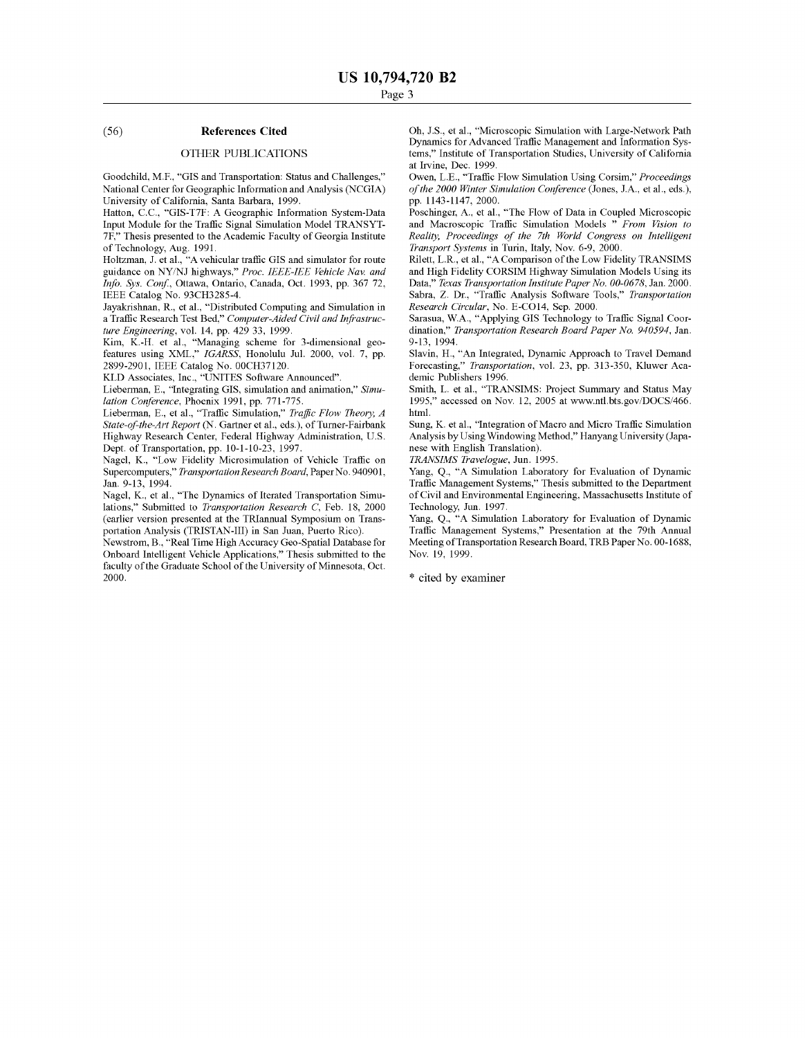(56) **References Cited**

OTHER PUBLICATIONS

Goodchild, M.F., "GIS and Transportation: Status and Challenges," National Center for Geographic Information and Analysis (NCGIA) University of California, Santa Barbara, 1999.

Hatton, C.C., "GIS-T7F: A Geographic Information System-Data Input Module for the Traffic Signal Simulation Model TRANSYT-7F," Thesis presented to the Academic Faculty of Georgia Institute of Technology, Aug. 1991.

Holtzman, J. et al., "A vehicular traffic GIS and simulator for route guidance on NY/NJ highways," *Proc. IEEE-IEE Vehicle Nav. and Info. Sys. Conf.*, Ottawa, Ontario, Canada, Oct. 1993, pp. 367 72, IEEE Catalog No. 93CH3285-4.

Jayakrishnan, R., et al., "Distributed Computing and Simulation in a Traffic Research Test Bed," *Computer-Aided Civil and Infrastructure Engineering*, vol. 14, pp. 429 33, 1999.

Kim, K.-H. et al., "Managing scheme for 3-dimensional geo-features using XML," *IGARSS*, Honolulu Jul. 2000, vol. 7, pp. 2899-2901, IEEE Catalog No. 00CH37120.

KLD Associates, Inc., "UNITES Software Announced".

Lieberman, E., "Integrating GIS, simulation and animation," *Simulation Conference*, Phoenix 1991, pp. 771-775.

Lieberman, E., et al., "Traffic Simulation," *Traffic Flow Theory, A State-of-the-Art Report* (N. Gartner et al., eds.), of Turner-Fairbank Highway Research Center, Federal Highway Administration, U.S. Dept. of Transportation, pp. 10-1-10-23, 1997.

Nagel, K., "Low Fidelity Microsimulation of Vehicle Traffic on Supercomputers," *Transportation Research Board*, Paper No. 940901, Jan. 9-13, 1994.

Nagel, K., et al., "The Dynamics of Iterated Transportation Simulations," Submitted to *Transportation Research C*, Feb. 18, 2000 (earlier version presented at the TRIannual Symposium on Transportation Analysis (TRISTAN-III) in San Juan, Puerto Rico).

Newstrom, B., "Real Time High Accuracy Geo-Spatial Database for Onboard Intelligent Vehicle Applications," Thesis submitted to the faculty of the Graduate School of the University of Minnesota, Oct. 2000.

Oh, J.S., et al., "Microscopic Simulation with Large-Network Path Dynamics for Advanced Traffic Management and Information Systems," Institute of Transportation Studies, University of California at Irvine, Dec. 1999.

Owen, L.E., "Traffic Flow Simulation Using Corsim," *Proceedings of the 2000 Winter Simulation Conference* (Jones, J.A., et al., eds.), pp. 1143-1147, 2000.

Poschinger, A., et al., "The Flow of Data in Coupled Microscopic and Macroscopic Traffic Simulation Models " *From Vision to Reality, Proceedings of the 7th World Congress on Intelligent Transport Systems* in Turin, Italy, Nov. 6-9, 2000.

Rilett, L.R., et al., "A Comparison of the Low Fidelity TRANSIMS and High Fidelity CORSIM Highway Simulation Models Using its Data," *Texas Transportation Institute Paper No. 00-0678*, Jan. 2000.

Sabra, Z. Dr., "Traffic Analysis Software Tools," *Transportation Research Circular*, No. E-CO14, Sep. 2000.

Sarasua, W.A., "Applying GIS Technology to Traffic Signal Coordination," *Transportation Research Board Paper No. 940594*, Jan. 9-13, 1994.

Slavin, H., "An Integrated, Dynamic Approach to Travel Demand Forecasting," *Transportation*, vol. 23, pp. 313-350, Kluwer Academic Publishers 1996.

Smith, L. et al., "TRANSIMS: Project Summary and Status May 1995," accessed on Nov. 12, 2005 at www.ntl.bts.gov/DOCS/466.html.

Sung, K. et al., "Integration of Macro and Micro Traffic Simulation Analysis by Using Windowing Method," Hanyang University (Japanese with English Translation).

*TRANSIMS Travelogue*, Jun. 1995.

Yang, Q., "A Simulation Laboratory for Evaluation of Dynamic Traffic Management Systems," Thesis submitted to the Department of Civil and Environmental Engineering, Massachusetts Institute of Technology, Jun. 1997.

Yang, Q., "A Simulation Laboratory for Evaluation of Dynamic Traffic Management Systems," Presentation at the 79th Annual Meeting of Transportation Research Board, TRB Paper No. 00-1688, Nov. 19, 1999.

* cited by examiner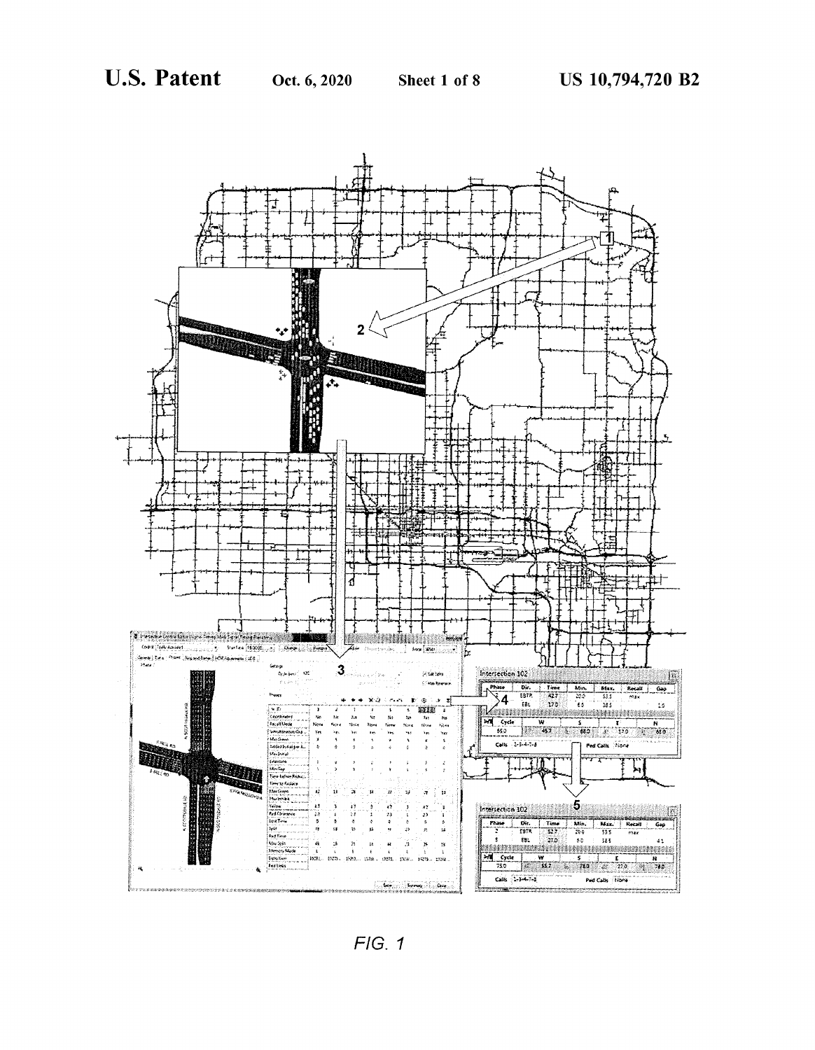FIG. 1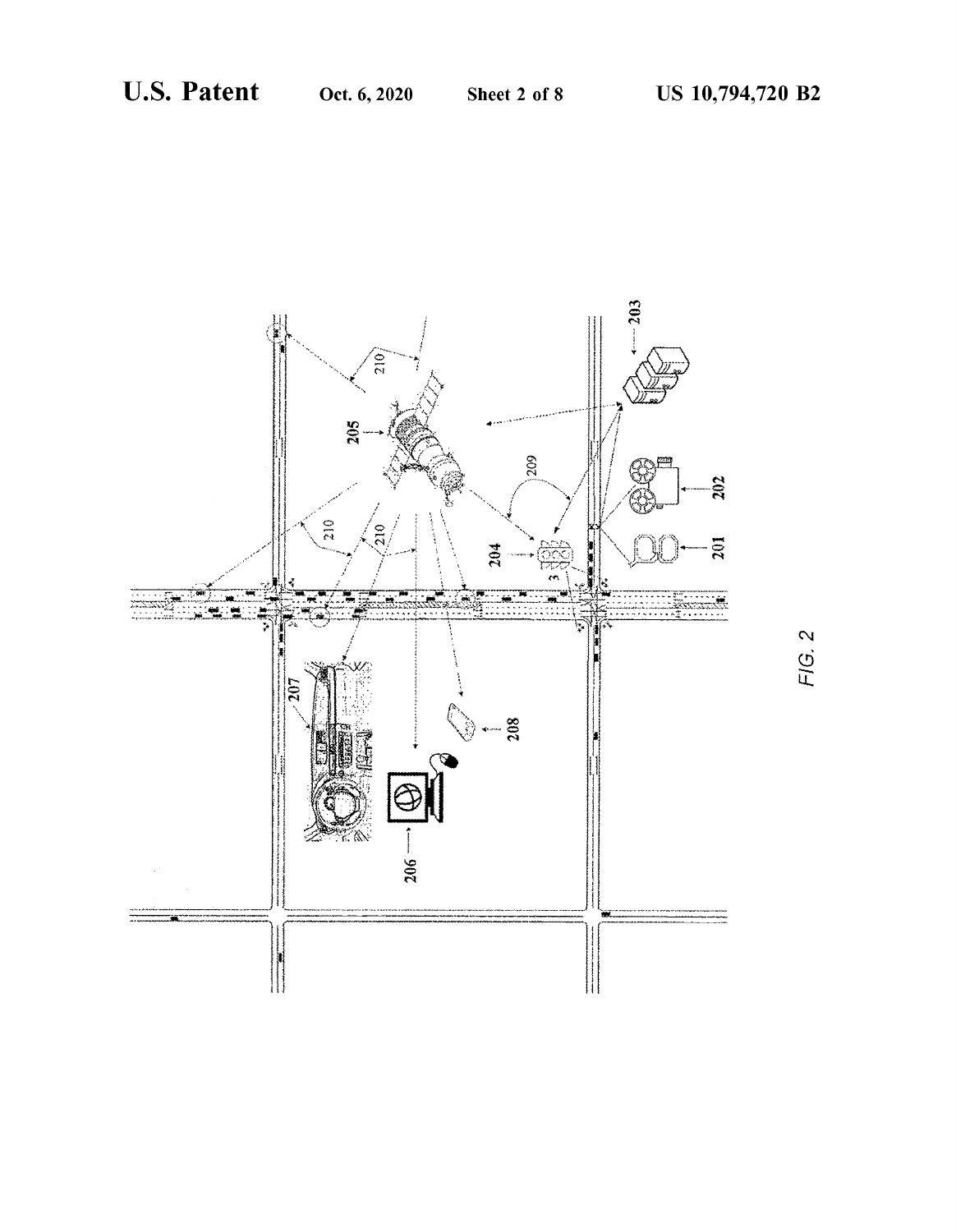FIG. 2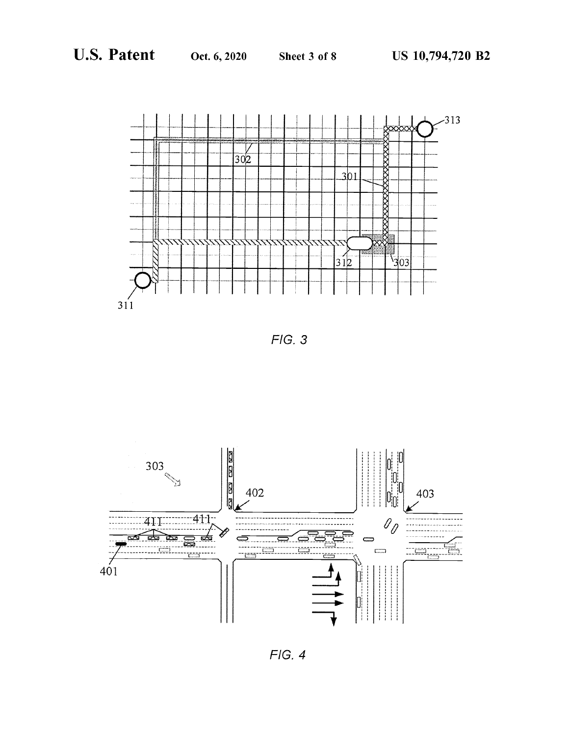FIG. 3

FIG. 4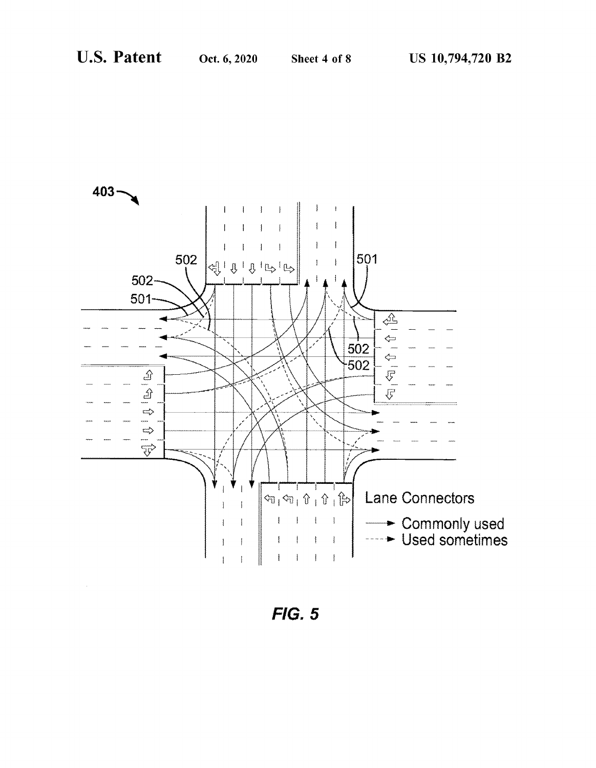FIG. 5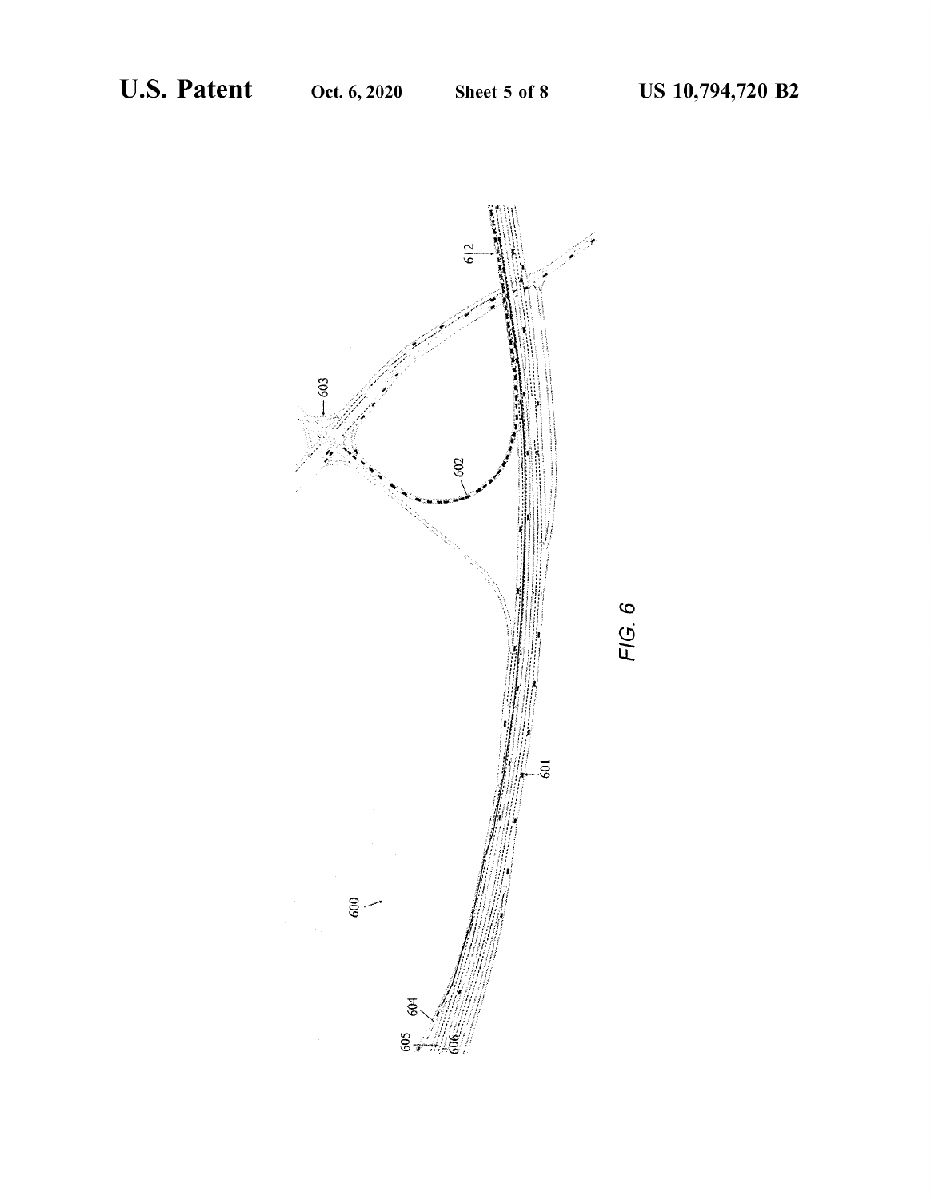FIG. 6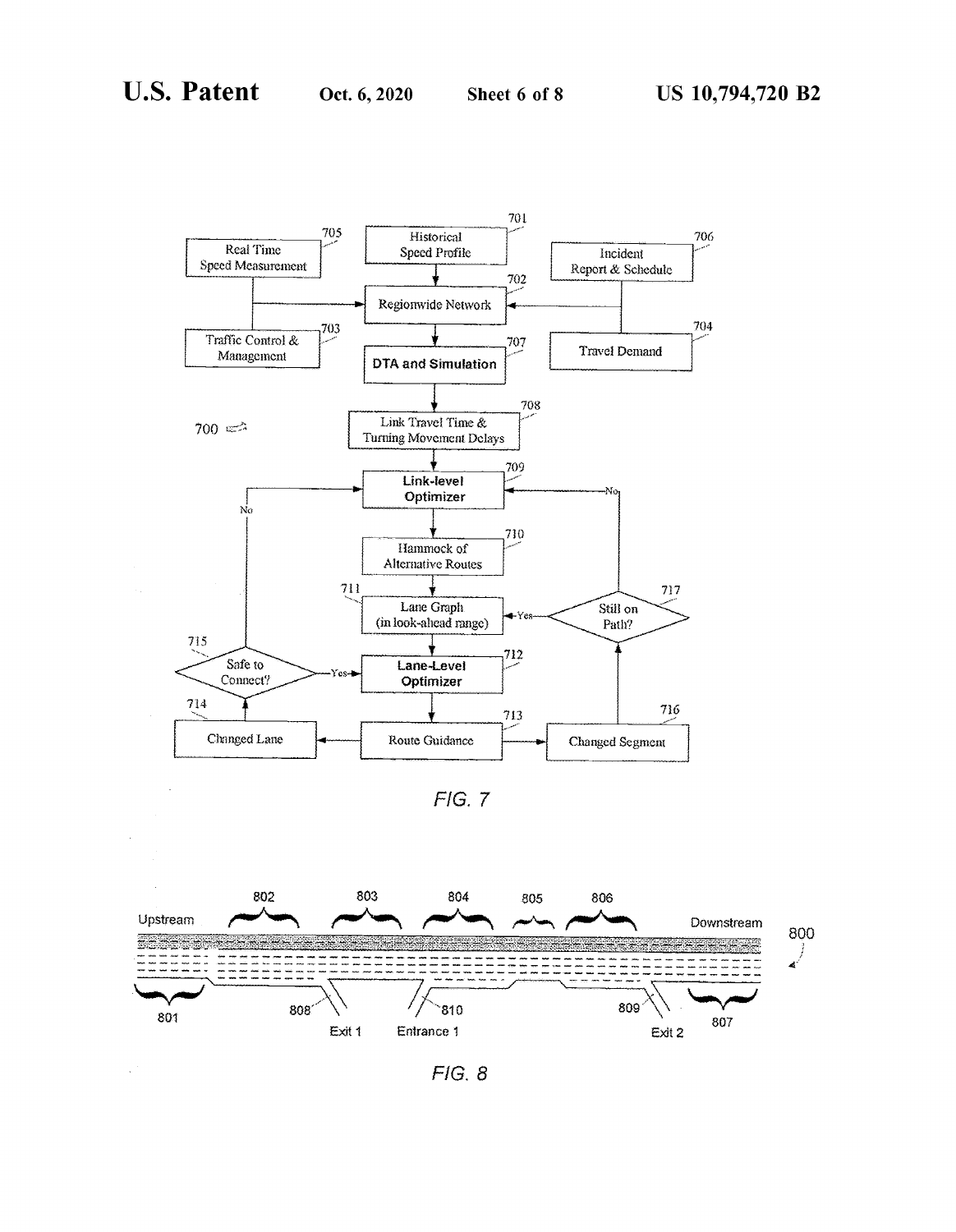Historical Speed Profile (701)

Real Time Speed Measurement (705)

Incident Report & Schedule (706)

Regionwide Network (702)

Traffic Control & Management (703)

Travel Demand (704)

DTA and Simulation (707)

Link Travel Time & Turning Movement Delays (708)

700

Link-level Optimizer (709)

Hammock of Alternative Routes (710)

Lane Graph (in look-ahead range) (711)

Still on Path? (717) — Yes / No

Safe to Connect? (715) — Yes / No

Lane-Level Optimizer (712)

Changed Lane (714)

Route Guidance (713)

Changed Segment (716)

*FIG. 7*

Upstream — 801, 802, 803, 804, 805, 806, 807 — Downstream — 800

808 Exit 1 — 810 Entrance 1 — 809 Exit 2

*FIG. 8*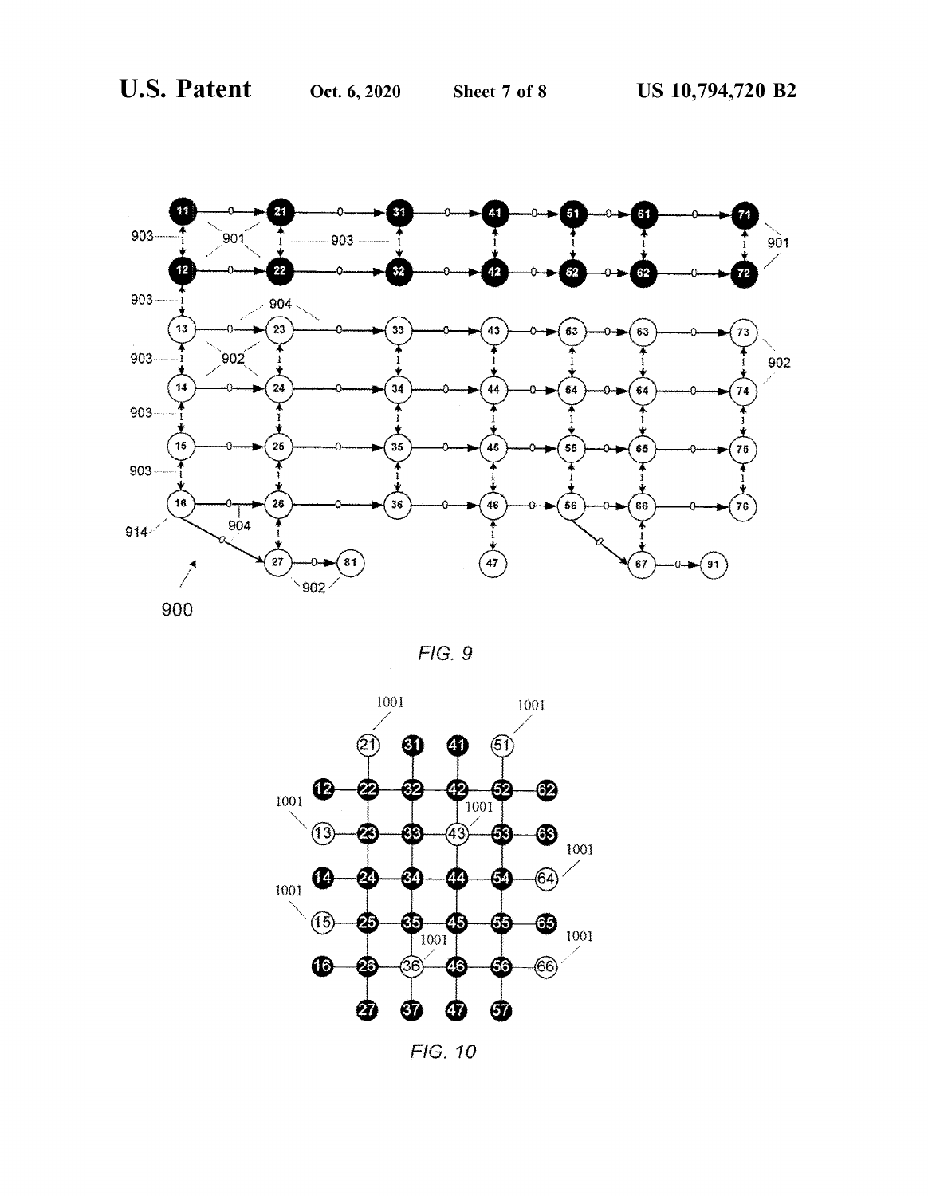FIG. 9

FIG. 10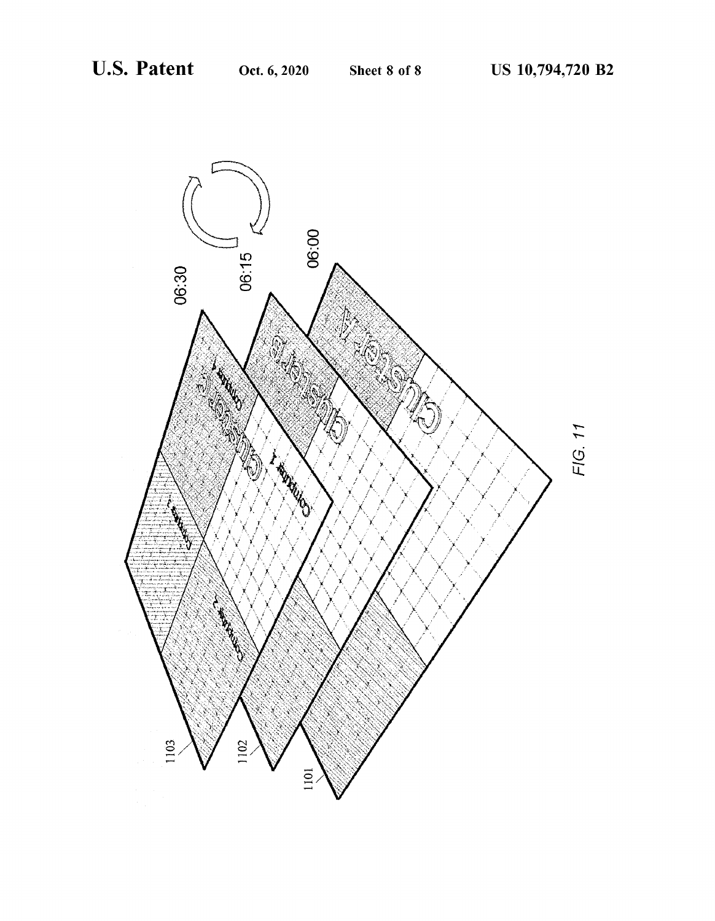FIG. 11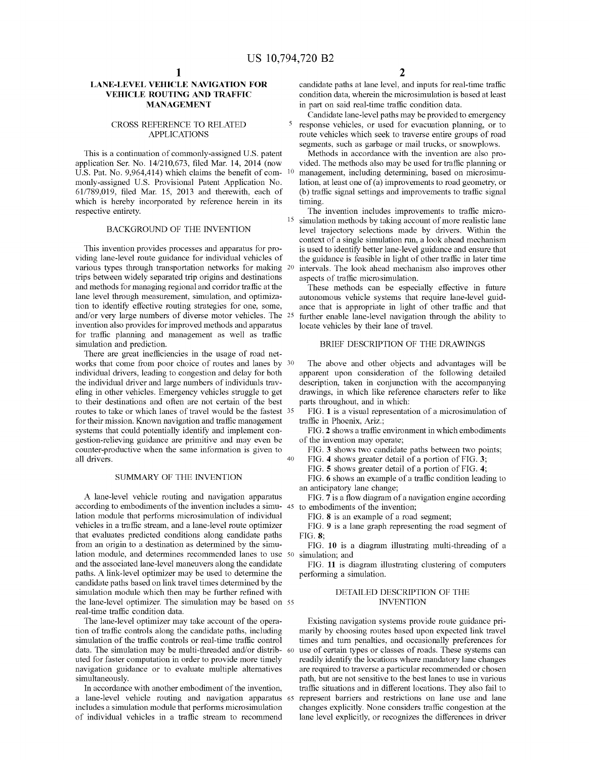## LANE-LEVEL VEHICLE NAVIGATION FOR VEHICLE ROUTING AND TRAFFIC MANAGEMENT

### CROSS REFERENCE TO RELATED APPLICATIONS

This is a continuation of commonly-assigned U.S. patent application Ser. No. 14/210,673, filed Mar. 14, 2014 (now U.S. Pat. No. 9,964,414) which claims the benefit of commonly-assigned U.S. Provisional Patent Application No. 61/789,019, filed Mar. 15, 2013 and therewith, each of which is hereby incorporated by reference herein in its respective entirety.

### BACKGROUND OF THE INVENTION

This invention provides processes and apparatus for providing lane-level route guidance for individual vehicles of various types through transportation networks for making trips between widely separated trip origins and destinations and methods for managing regional and corridor traffic at the lane level through measurement, simulation, and optimization to identify effective routing strategies for one, some, and/or very large numbers of diverse motor vehicles. The invention also provides for improved methods and apparatus for traffic planning and management as well as traffic simulation and prediction.

There are great inefficiencies in the usage of road networks that come from poor choice of routes and lanes by individual drivers, leading to congestion and delay for both the individual driver and large numbers of individuals traveling in other vehicles. Emergency vehicles struggle to get to their destinations and often are not certain of the best routes to take or which lanes of travel would be the fastest for their mission. Known navigation and traffic management systems that could potentially identify and implement congestion-relieving guidance are primitive and may even be counter-productive when the same information is given to all drivers.

### SUMMARY OF THE INVENTION

A lane-level vehicle routing and navigation apparatus according to embodiments of the invention includes a simulation module that performs microsimulation of individual vehicles in a traffic stream, and a lane-level route optimizer that evaluates predicted conditions along candidate paths from an origin to a destination as determined by the simulation module, and determines recommended lanes to use and the associated lane-level maneuvers along the candidate paths. A link-level optimizer may be used to determine the candidate paths based on link travel times determined by the simulation module which then may be further refined with the lane-level optimizer. The simulation may be based on real-time traffic condition data.

The lane-level optimizer may take account of the operation of traffic controls along the candidate paths, including simulation of the traffic controls or real-time traffic control data. The simulation may be multi-threaded and/or distributed for faster computation in order to provide more timely navigation guidance or to evaluate multiple alternatives simultaneously.

In accordance with another embodiment of the invention, a lane-level vehicle routing and navigation apparatus includes a simulation module that performs microsimulation of individual vehicles in a traffic stream to recommend candidate paths at lane level, and inputs for real-time traffic condition data, wherein the microsimulation is based at least in part on said real-time traffic condition data.

Candidate lane-level paths may be provided to emergency response vehicles, or used for evacuation planning, or to route vehicles which seek to traverse entire groups of road segments, such as garbage or mail trucks, or snowplows.

Methods in accordance with the invention are also provided. The methods also may be used for traffic planning or management, including determining, based on microsimulation, at least one of (a) improvements to road geometry, or (b) traffic signal settings and improvements to traffic signal timing.

The invention includes improvements to traffic microsimulation methods by taking account of more realistic lane level trajectory selections made by drivers. Within the context of a single simulation run, a look ahead mechanism is used to identify better lane-level guidance and ensure that the guidance is feasible in light of other traffic in later time intervals. The look ahead mechanism also improves other aspects of traffic microsimulation.

These methods can be especially effective in future autonomous vehicle systems that require lane-level guidance that is appropriate in light of other traffic and that further enable lane-level navigation through the ability to locate vehicles by their lane of travel.

### BRIEF DESCRIPTION OF THE DRAWINGS

The above and other objects and advantages will be apparent upon consideration of the following detailed description, taken in conjunction with the accompanying drawings, in which like reference characters refer to like parts throughout, and in which:

FIG. **1** is a visual representation of a microsimulation of traffic in Phoenix, Ariz.;

FIG. **2** shows a traffic environment in which embodiments of the invention may operate;

FIG. **3** shows two candidate paths between two points;

FIG. **4** shows greater detail of a portion of FIG. **3**;

FIG. **5** shows greater detail of a portion of FIG. **4**;

FIG. **6** shows an example of a traffic condition leading to an anticipatory lane change;

FIG. **7** is a flow diagram of a navigation engine according to embodiments of the invention;

FIG. **8** is an example of a road segment;

FIG. **9** is a lane graph representing the road segment of FIG. **8**;

FIG. **10** is a diagram illustrating multi-threading of a simulation; and

FIG. **11** is diagram illustrating clustering of computers performing a simulation.

### DETAILED DESCRIPTION OF THE INVENTION

Existing navigation systems provide route guidance primarily by choosing routes based upon expected link travel times and turn penalties, and occasionally preferences for use of certain types or classes of roads. These systems can readily identify the locations where mandatory lane changes are required to traverse a particular recommended or chosen path, but are not sensitive to the best lanes to use in various traffic situations and in different locations. They also fail to represent barriers and restrictions on lane use and lane changes explicitly. None considers traffic congestion at the lane level explicitly, or recognizes the differences in driver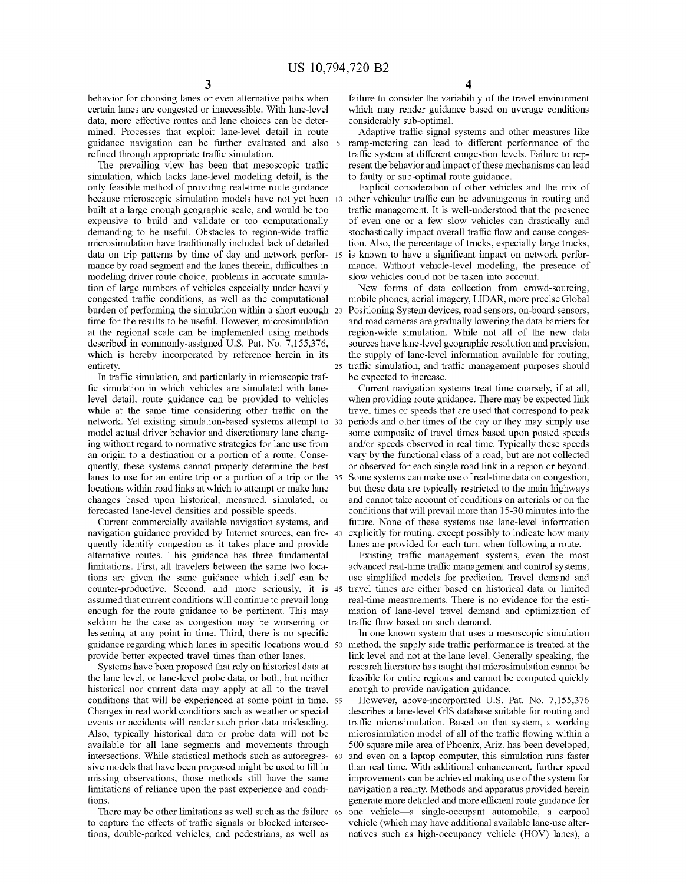behavior for choosing lanes or even alternative paths when certain lanes are congested or inaccessible. With lane-level data, more effective routes and lane choices can be determined. Processes that exploit lane-level detail in route guidance navigation can be further evaluated and also refined through appropriate traffic simulation.

The prevailing view has been that mesoscopic traffic simulation, which lacks lane-level modeling detail, is the only feasible method of providing real-time route guidance because microscopic simulation models have not yet been built at a large enough geographic scale, and would be too expensive to build and validate or too computationally demanding to be useful. Obstacles to region-wide traffic microsimulation have traditionally included lack of detailed data on trip patterns by time of day and network performance by road segment and the lanes therein, difficulties in modeling driver route choice, problems in accurate simulation of large numbers of vehicles especially under heavily congested traffic conditions, as well as the computational burden of performing the simulation within a short enough time for the results to be useful. However, microsimulation at the regional scale can be implemented using methods described in commonly-assigned U.S. Pat. No. 7,155,376, which is hereby incorporated by reference herein in its entirety.

In traffic simulation, and particularly in microscopic traffic simulation in which vehicles are simulated with lane-level detail, route guidance can be provided to vehicles while at the same time considering other traffic on the network. Yet existing simulation-based systems attempt to model actual driver behavior and discretionary lane changing without regard to normative strategies for lane use from an origin to a destination or a portion of a route. Consequently, these systems cannot properly determine the best lanes to use for an entire trip or a portion of a trip or the locations within road links at which to attempt or make lane changes based upon historical, measured, simulated, or forecasted lane-level densities and possible speeds.

Current commercially available navigation systems, and navigation guidance provided by Internet sources, can frequently identify congestion as it takes place and provide alternative routes. This guidance has three fundamental limitations. First, all travelers between the same two locations are given the same guidance which itself can be counter-productive. Second, and more seriously, it is assumed that current conditions will continue to prevail long enough for the route guidance to be pertinent. This may seldom be the case as congestion may be worsening or lessening at any point in time. Third, there is no specific guidance regarding which lanes in specific locations would provide better expected travel times than other lanes.

Systems have been proposed that rely on historical data at the lane level, or lane-level probe data, or both, but neither historical nor current data may apply at all to the travel conditions that will be experienced at some point in time. Changes in real world conditions such as weather or special events or accidents will render such prior data misleading. Also, typically historical data or probe data will not be available for all lane segments and movements through intersections. While statistical methods such as autoregressive models that have been proposed might be used to fill in missing observations, those methods still have the same limitations of reliance upon the past experience and conditions.

There may be other limitations as well such as the failure to capture the effects of traffic signals or blocked intersections, double-parked vehicles, and pedestrians, as well as failure to consider the variability of the travel environment which may render guidance based on average conditions considerably sub-optimal.

Adaptive traffic signal systems and other measures like ramp-metering can lead to different performance of the traffic system at different congestion levels. Failure to represent the behavior and impact of these mechanisms can lead to faulty or sub-optimal route guidance.

Explicit consideration of other vehicles and the mix of other vehicular traffic can be advantageous in routing and traffic management. It is well-understood that the presence of even one or a few slow vehicles can drastically and stochastically impact overall traffic flow and cause congestion. Also, the percentage of trucks, especially large trucks, is known to have a significant impact on network performance. Without vehicle-level modeling, the presence of slow vehicles could not be taken into account.

New forms of data collection from crowd-sourcing, mobile phones, aerial imagery, LIDAR, more precise Global Positioning System devices, road sensors, on-board sensors, and road cameras are gradually lowering the data barriers for region-wide simulation. While not all of the new data sources have lane-level geographic resolution and precision, the supply of lane-level information available for routing, traffic simulation, and traffic management purposes should be expected to increase.

Current navigation systems treat time coarsely, if at all, when providing route guidance. There may be expected link travel times or speeds that are used that correspond to peak periods and other times of the day or they may simply use some composite of travel times based upon posted speeds and/or speeds observed in real time. Typically these speeds vary by the functional class of a road, but are not collected or observed for each single road link in a region or beyond. Some systems can make use of real-time data on congestion, but these data are typically restricted to the main highways and cannot take account of conditions on arterials or on the conditions that will prevail more than 15-30 minutes into the future. None of these systems use lane-level information explicitly for routing, except possibly to indicate how many lanes are provided for each turn when following a route.

Existing traffic management systems, even the most advanced real-time traffic management and control systems, use simplified models for prediction. Travel demand and travel times are either based on historical data or limited real-time measurements. There is no evidence for the estimation of lane-level travel demand and optimization of traffic flow based on such demand.

In one known system that uses a mesoscopic simulation method, the supply side traffic performance is treated at the link level and not at the lane level. Generally speaking, the research literature has taught that microsimulation cannot be feasible for entire regions and cannot be computed quickly enough to provide navigation guidance.

However, above-incorporated U.S. Pat. No. 7,155,376 describes a lane-level GIS database suitable for routing and traffic microsimulation. Based on that system, a working microsimulation model of all of the traffic flowing within a 500 square mile area of Phoenix, Ariz. has been developed, and even on a laptop computer, this simulation runs faster than real time. With additional enhancement, further speed improvements can be achieved making use of the system for navigation a reality. Methods and apparatus provided herein generate more detailed and more efficient route guidance for one vehicle—a single-occupant automobile, a carpool vehicle (which may have additional available lane-use alternatives such as high-occupancy vehicle (HOV) lanes), a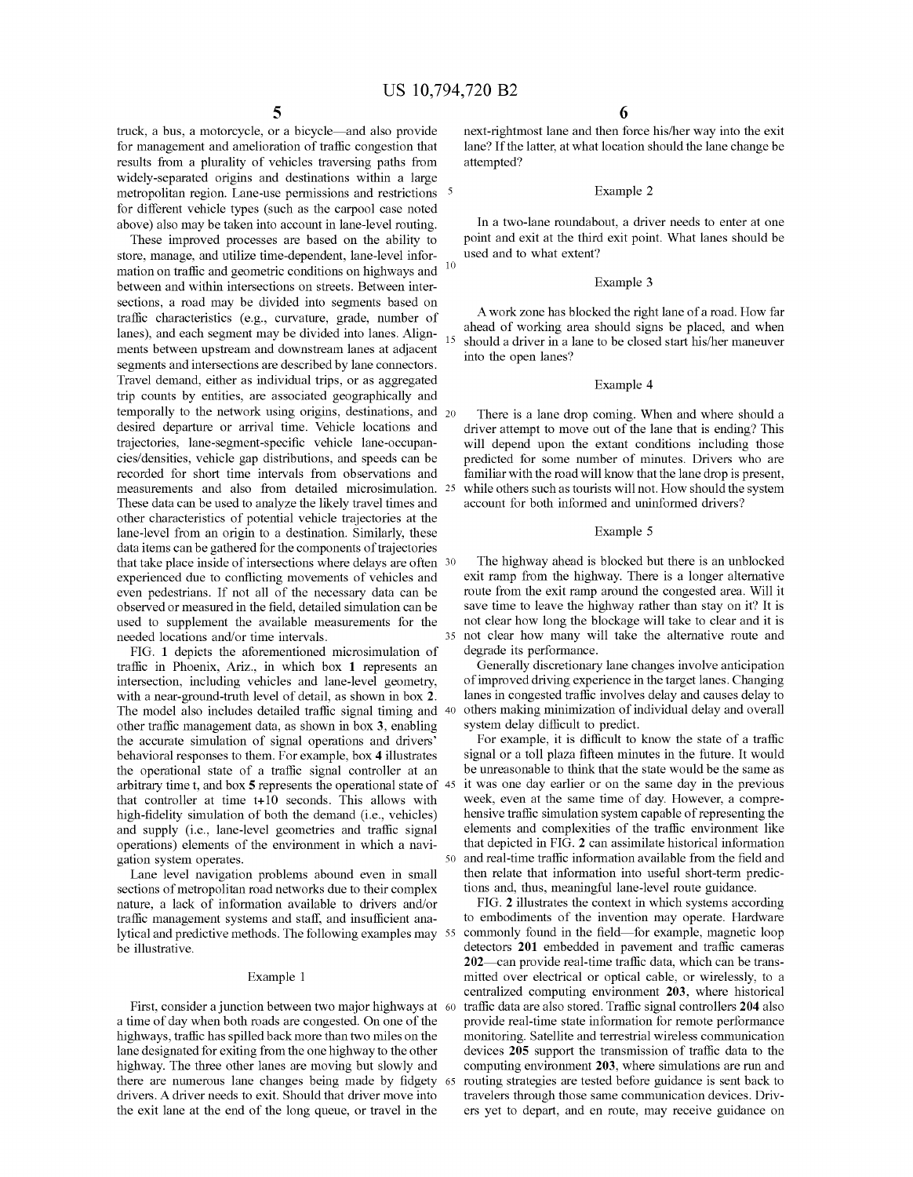truck, a bus, a motorcycle, or a bicycle—and also provide for management and amelioration of traffic congestion that results from a plurality of vehicles traversing paths from widely-separated origins and destinations within a large metropolitan region. Lane-use permissions and restrictions for different vehicle types (such as the carpool case noted above) also may be taken into account in lane-level routing.

These improved processes are based on the ability to store, manage, and utilize time-dependent, lane-level information on traffic and geometric conditions on highways and between and within intersections on streets. Between intersections, a road may be divided into segments based on traffic characteristics (e.g., curvature, grade, number of lanes), and each segment may be divided into lanes. Alignments between upstream and downstream lanes at adjacent segments and intersections are described by lane connectors. Travel demand, either as individual trips, or as aggregated trip counts by entities, are associated geographically and temporally to the network using origins, destinations, and desired departure or arrival time. Vehicle locations and trajectories, lane-segment-specific vehicle lane-occupancies/densities, vehicle gap distributions, and speeds can be recorded for short time intervals from observations and measurements and also from detailed microsimulation. These data can be used to analyze the likely travel times and other characteristics of potential vehicle trajectories at the lane-level from an origin to a destination. Similarly, these data items can be gathered for the components of trajectories that take place inside of intersections where delays are often experienced due to conflicting movements of vehicles and even pedestrians. If not all of the necessary data can be observed or measured in the field, detailed simulation can be used to supplement the available measurements for the needed locations and/or time intervals.

FIG. 1 depicts the aforementioned microsimulation of traffic in Phoenix, Ariz., in which box 1 represents an intersection, including vehicles and lane-level geometry, with a near-ground-truth level of detail, as shown in box 2. The model also includes detailed traffic signal timing and other traffic management data, as shown in box 3, enabling the accurate simulation of signal operations and drivers' behavioral responses to them. For example, box 4 illustrates the operational state of a traffic signal controller at an arbitrary time t, and box 5 represents the operational state of that controller at time t+10 seconds. This allows with high-fidelity simulation of both the demand (i.e., vehicles) and supply (i.e., lane-level geometries and traffic signal operations) elements of the environment in which a navigation system operates.

Lane level navigation problems abound even in small sections of metropolitan road networks due to their complex nature, a lack of information available to drivers and/or traffic management systems and staff, and insufficient analytical and predictive methods. The following examples may be illustrative.

### Example 1

First, consider a junction between two major highways at a time of day when both roads are congested. On one of the highways, traffic has spilled back more than two miles on the lane designated for exiting from the one highway to the other highway. The three other lanes are moving but slowly and there are numerous lane changes being made by fidgety drivers. A driver needs to exit. Should that driver move into the exit lane at the end of the long queue, or travel in the next-rightmost lane and then force his/her way into the exit lane? If the latter, at what location should the lane change be attempted?

### Example 2

In a two-lane roundabout, a driver needs to enter at one point and exit at the third exit point. What lanes should be used and to what extent?

### Example 3

A work zone has blocked the right lane of a road. How far ahead of working area should signs be placed, and when should a driver in a lane to be closed start his/her maneuver into the open lanes?

### Example 4

There is a lane drop coming. When and where should a driver attempt to move out of the lane that is ending? This will depend upon the extant conditions including those predicted for some number of minutes. Drivers who are familiar with the road will know that the lane drop is present, while others such as tourists will not. How should the system account for both informed and uninformed drivers?

### Example 5

The highway ahead is blocked but there is an unblocked exit ramp from the highway. There is a longer alternative route from the exit ramp around the congested area. Will it save time to leave the highway rather than stay on it? It is not clear how long the blockage will take to clear and it is not clear how many will take the alternative route and degrade its performance.

Generally discretionary lane changes involve anticipation of improved driving experience in the target lanes. Changing lanes in congested traffic involves delay and causes delay to others making minimization of individual delay and overall system delay difficult to predict.

For example, it is difficult to know the state of a traffic signal or a toll plaza fifteen minutes in the future. It would be unreasonable to think that the state would be the same as it was one day earlier or on the same day in the previous week, even at the same time of day. However, a comprehensive traffic simulation system capable of representing the elements and complexities of the traffic environment like that depicted in FIG. 2 can assimilate historical information and real-time traffic information available from the field and then relate that information into useful short-term predictions and, thus, meaningful lane-level route guidance.

FIG. 2 illustrates the context in which systems according to embodiments of the invention may operate. Hardware commonly found in the field—for example, magnetic loop detectors 201 embedded in pavement and traffic cameras 202—can provide real-time traffic data, which can be transmitted over electrical or optical cable, or wirelessly, to a centralized computing environment 203, where historical traffic data are also stored. Traffic signal controllers 204 also provide real-time state information for remote performance monitoring. Satellite and terrestrial wireless communication devices 205 support the transmission of traffic data to the computing environment 203, where simulations are run and routing strategies are tested before guidance is sent back to travelers through those same communication devices. Drivers yet to depart, and en route, may receive guidance on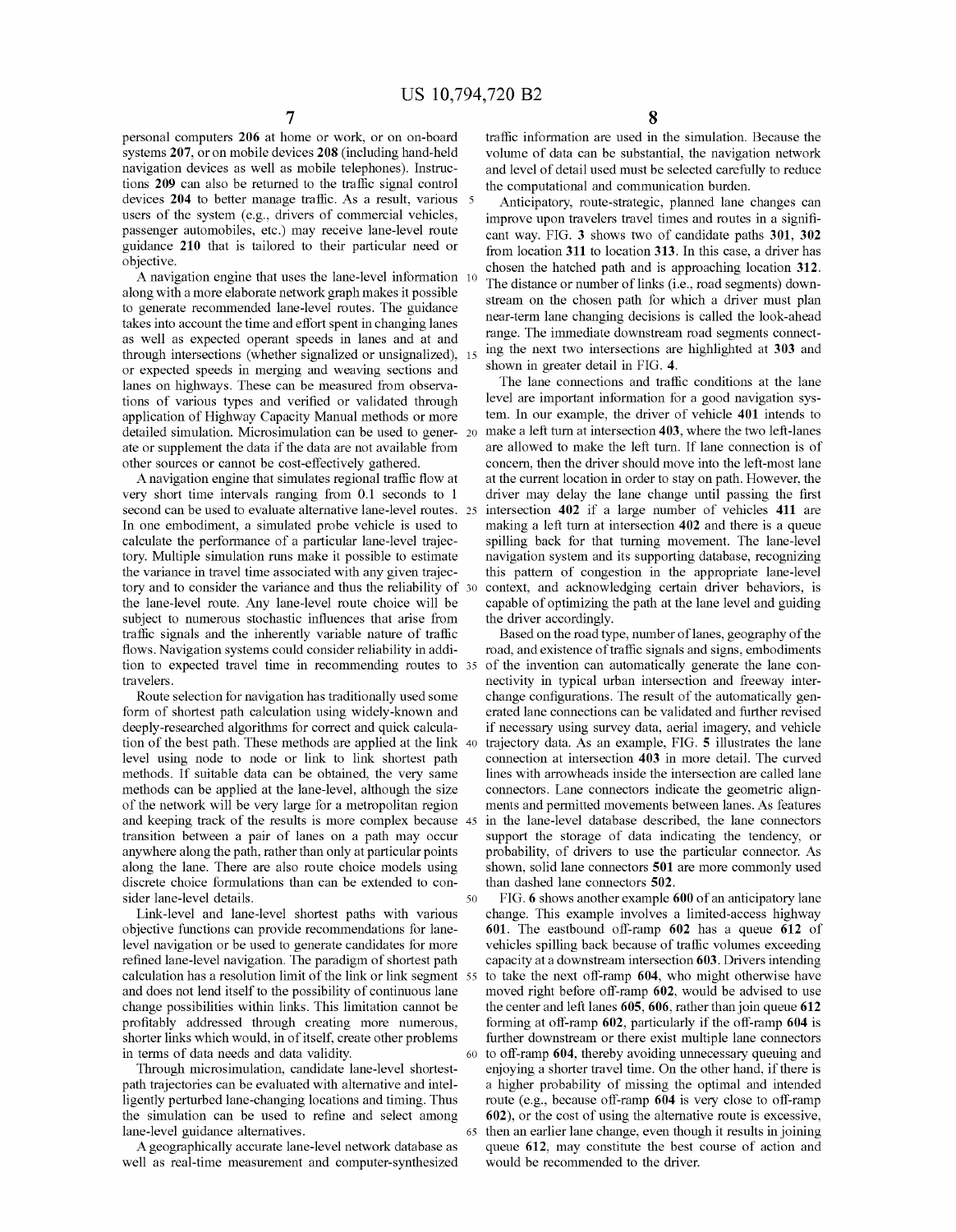personal computers 206 at home or work, or on on-board systems 207, or on mobile devices 208 (including hand-held navigation devices as well as mobile telephones). Instructions 209 can also be returned to the traffic signal control devices 204 to better manage traffic. As a result, various users of the system (e.g., drivers of commercial vehicles, passenger automobiles, etc.) may receive lane-level route guidance 210 that is tailored to their particular need or objective.

A navigation engine that uses the lane-level information along with a more elaborate network graph makes it possible to generate recommended lane-level routes. The guidance takes into account the time and effort spent in changing lanes as well as expected operant speeds in lanes and at and through intersections (whether signalized or unsignalized), or expected speeds in merging and weaving sections and lanes on highways. These can be measured from observations of various types and verified or validated through application of Highway Capacity Manual methods or more detailed simulation. Microsimulation can be used to generate or supplement the data if the data are not available from other sources or cannot be cost-effectively gathered.

A navigation engine that simulates regional traffic flow at very short time intervals ranging from 0.1 seconds to 1 second can be used to evaluate alternative lane-level routes. In one embodiment, a simulated probe vehicle is used to calculate the performance of a particular lane-level trajectory. Multiple simulation runs make it possible to estimate the variance in travel time associated with any given trajectory and to consider the variance and thus the reliability of the lane-level route. Any lane-level route choice will be subject to numerous stochastic influences that arise from traffic signals and the inherently variable nature of traffic flows. Navigation systems could consider reliability in addition to expected travel time in recommending routes to travelers.

Route selection for navigation has traditionally used some form of shortest path calculation using widely-known and deeply-researched algorithms for correct and quick calculation of the best path. These methods are applied at the link level using node to node or link to link shortest path methods. If suitable data can be obtained, the very same methods can be applied at the lane-level, although the size of the network will be very large for a metropolitan region and keeping track of the results is more complex because transition between a pair of lanes on a path may occur anywhere along the path, rather than only at particular points along the lane. There are also route choice models using discrete choice formulations than can be extended to consider lane-level details.

Link-level and lane-level shortest paths with various objective functions can provide recommendations for lane-level navigation or be used to generate candidates for more refined lane-level navigation. The paradigm of shortest path calculation has a resolution limit of the link or link segment and does not lend itself to the possibility of continuous lane change possibilities within links. This limitation cannot be profitably addressed through creating more numerous, shorter links which would, in of itself, create other problems in terms of data needs and data validity.

Through microsimulation, candidate lane-level shortest-path trajectories can be evaluated with alternative and intelligently perturbed lane-changing locations and timing. Thus the simulation can be used to refine and select among lane-level guidance alternatives.

A geographically accurate lane-level network database as well as real-time measurement and computer-synthesized traffic information are used in the simulation. Because the volume of data can be substantial, the navigation network and level of detail used must be selected carefully to reduce the computational and communication burden.

Anticipatory, route-strategic, planned lane changes can improve upon travelers travel times and routes in a significant way. FIG. 3 shows two of candidate paths 301, 302 from location 311 to location 313. In this case, a driver has chosen the hatched path and is approaching location 312. The distance or number of links (i.e., road segments) downstream on the chosen path for which a driver must plan near-term lane changing decisions is called the look-ahead range. The immediate downstream road segments connecting the next two intersections are highlighted at 303 and shown in greater detail in FIG. 4.

The lane connections and traffic conditions at the lane level are important information for a good navigation system. In our example, the driver of vehicle 401 intends to make a left turn at intersection 403, where the two left-lanes are allowed to make the left turn. If lane connection is of concern, then the driver should move into the left-most lane at the current location in order to stay on path. However, the driver may delay the lane change until passing the first intersection 402 if a large number of vehicles 411 are making a left turn at intersection 402 and there is a queue spilling back for that turning movement. The lane-level navigation system and its supporting database, recognizing this pattern of congestion in the appropriate lane-level context, and acknowledging certain driver behaviors, is capable of optimizing the path at the lane level and guiding the driver accordingly.

Based on the road type, number of lanes, geography of the road, and existence of traffic signals and signs, embodiments of the invention can automatically generate the lane connectivity in typical urban intersection and freeway interchange configurations. The result of the automatically generated lane connections can be validated and further revised if necessary using survey data, aerial imagery, and vehicle trajectory data. As an example, FIG. 5 illustrates the lane connection at intersection 403 in more detail. The curved lines with arrowheads inside the intersection are called lane connectors. Lane connectors indicate the geometric alignments and permitted movements between lanes. As features in the lane-level database described, the lane connectors support the storage of data indicating the tendency, or probability, of drivers to use the particular connector. As shown, solid lane connectors 501 are more commonly used than dashed lane connectors 502.

FIG. 6 shows another example 600 of an anticipatory lane change. This example involves a limited-access highway 601. The eastbound off-ramp 602 has a queue 612 of vehicles spilling back because of traffic volumes exceeding capacity at a downstream intersection 603. Drivers intending to take the next off-ramp 604, who might otherwise have moved right before off-ramp 602, would be advised to use the center and left lanes 605, 606, rather than join queue 612 forming at off-ramp 602, particularly if the off-ramp 604 is further downstream or there exist multiple lane connectors to off-ramp 604, thereby avoiding unnecessary queuing and enjoying a shorter travel time. On the other hand, if there is a higher probability of missing the optimal and intended route (e.g., because off-ramp 604 is very close to off-ramp 602), or the cost of using the alternative route is excessive, then an earlier lane change, even though it results in joining queue 612, may constitute the best course of action and would be recommended to the driver.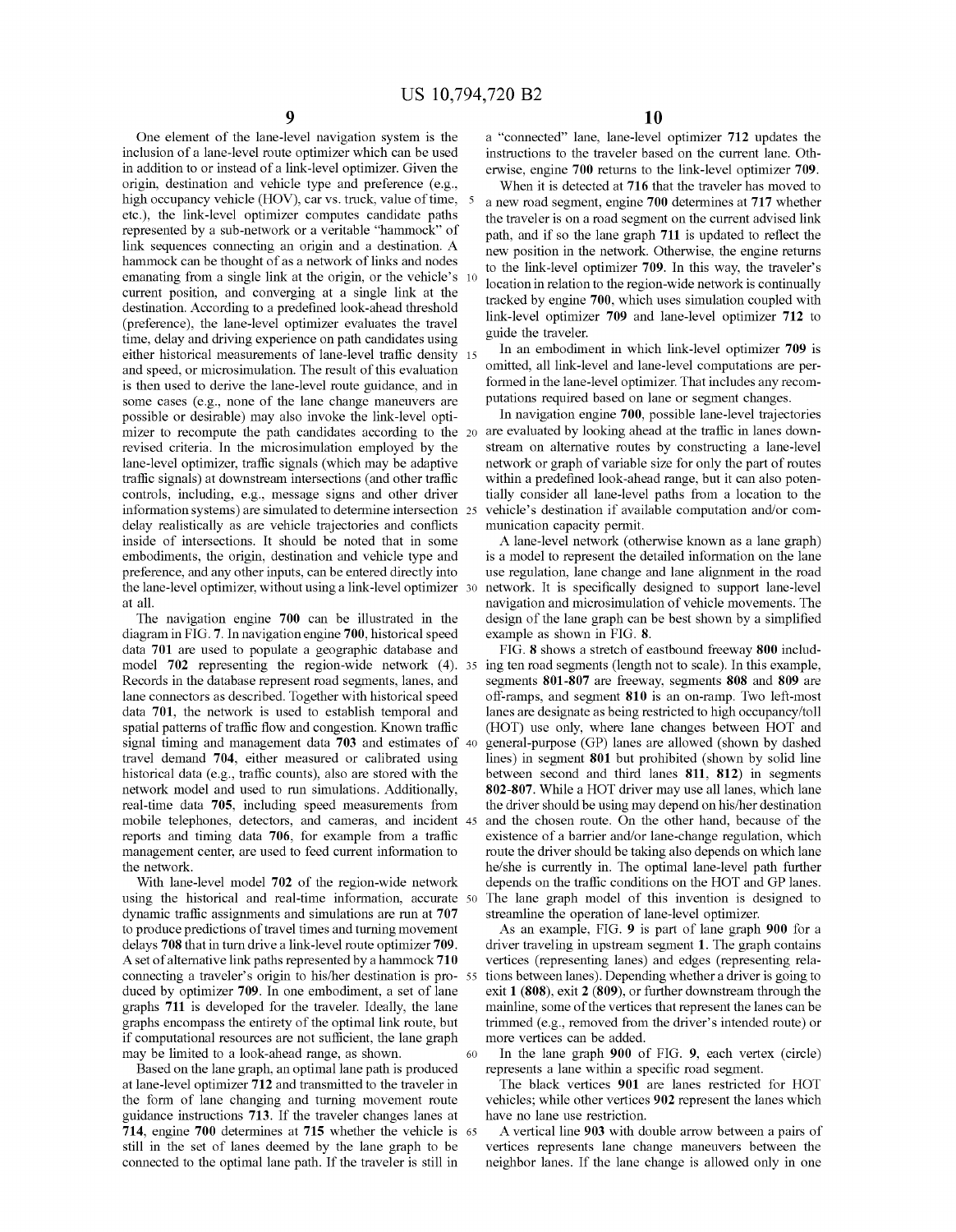One element of the lane-level navigation system is the inclusion of a lane-level route optimizer which can be used in addition to or instead of a link-level optimizer. Given the origin, destination and vehicle type and preference (e.g., high occupancy vehicle (HOV), car vs. truck, value of time, etc.), the link-level optimizer computes candidate paths represented by a sub-network or a veritable "hammock" of link sequences connecting an origin and a destination. A hammock can be thought of as a network of links and nodes emanating from a single link at the origin, or the vehicle's current position, and converging at a single link at the destination. According to a predefined look-ahead threshold (preference), the lane-level optimizer evaluates the travel time, delay and driving experience on path candidates using either historical measurements of lane-level traffic density and speed, or microsimulation. The result of this evaluation is then used to derive the lane-level route guidance, and in some cases (e.g., none of the lane change maneuvers are possible or desirable) may also invoke the link-level optimizer to recompute the path candidates according to the revised criteria. In the microsimulation employed by the lane-level optimizer, traffic signals (which may be adaptive traffic signals) at downstream intersections (and other traffic controls, including, e.g., message signs and other driver information systems) are simulated to determine intersection delay realistically as are vehicle trajectories and conflicts inside of intersections. It should be noted that in some embodiments, the origin, destination and vehicle type and preference, and any other inputs, can be entered directly into the lane-level optimizer, without using a link-level optimizer at all.

The navigation engine **700** can be illustrated in the diagram in FIG. 7. In navigation engine **700**, historical speed data **701** are used to populate a geographic database and model **702** representing the region-wide network (4). Records in the database represent road segments, lanes, and lane connectors as described. Together with historical speed data **701**, the network is used to establish temporal and spatial patterns of traffic flow and congestion. Known traffic signal timing and management data **703** and estimates of travel demand **704**, either measured or calibrated using historical data (e.g., traffic counts), also are stored with the network model and used to run simulations. Additionally, real-time data **705**, including speed measurements from mobile telephones, detectors, and cameras, and incident reports and timing data **706**, for example from a traffic management center, are used to feed current information to the network.

With lane-level model **702** of the region-wide network using the historical and real-time information, accurate dynamic traffic assignments and simulations are run at **707** to produce predictions of travel times and turning movement delays **708** that in turn drive a link-level route optimizer **709**. A set of alternative link paths represented by a hammock **710** connecting a traveler's origin to his/her destination is produced by optimizer **709**. In one embodiment, a set of lane graphs **711** is developed for the traveler. Ideally, the lane graphs encompass the entirety of the optimal link route, but if computational resources are not sufficient, the lane graph may be limited to a look-ahead range, as shown.

Based on the lane graph, an optimal lane path is produced at lane-level optimizer **712** and transmitted to the traveler in the form of lane changing and turning movement route guidance instructions **713**. If the traveler changes lanes at **714**, engine **700** determines at **715** whether the vehicle is still in the set of lanes deemed by the lane graph to be connected to the optimal lane path. If the traveler is still in a "connected" lane, lane-level optimizer **712** updates the instructions to the traveler based on the current lane. Otherwise, engine **700** returns to the link-level optimizer **709**.

When it is detected at **716** that the traveler has moved to a new road segment, engine **700** determines at **717** whether the traveler is on a road segment on the current advised link path, and if so the lane graph **711** is updated to reflect the new position in the network. Otherwise, the engine returns to the link-level optimizer **709**. In this way, the traveler's location in relation to the region-wide network is continually tracked by engine **700**, which uses simulation coupled with link-level optimizer **709** and lane-level optimizer **712** to guide the traveler.

In an embodiment in which link-level optimizer **709** is omitted, all link-level and lane-level computations are performed in the lane-level optimizer. That includes any recomputations required based on lane or segment changes.

In navigation engine **700**, possible lane-level trajectories are evaluated by looking ahead at the traffic in lanes downstream on alternative routes by constructing a lane-level network or graph of variable size for only the part of routes within a predefined look-ahead range, but it can also potentially consider all lane-level paths from a location to the vehicle's destination if available computation and/or communication capacity permit.

A lane-level network (otherwise known as a lane graph) is a model to represent the detailed information on the lane use regulation, lane change and lane alignment in the road network. It is specifically designed to support lane-level navigation and microsimulation of vehicle movements. The design of the lane graph can be best shown by a simplified example as shown in FIG. **8**.

FIG. **8** shows a stretch of eastbound freeway **800** including ten road segments (length not to scale). In this example, segments **801**-**807** are freeway, segments **808** and **809** are off-ramps, and segment **810** is an on-ramp. Two left-most lanes are designate as being restricted to high occupancy/toll (HOT) use only, where lane changes between HOT and general-purpose (GP) lanes are allowed (shown by dashed lines) in segment **801** but prohibited (shown by solid line between second and third lanes **811**, **812**) in segments **802**-**807**. While a HOT driver may use all lanes, which lane the driver should be using may depend on his/her destination and the chosen route. On the other hand, because of the existence of a barrier and/or lane-change regulation, which route the driver should be taking also depends on which lane he/she is currently in. The optimal lane-level path further depends on the traffic conditions on the HOT and GP lanes. The lane graph model of this invention is designed to streamline the operation of lane-level optimizer.

As an example, FIG. **9** is part of lane graph **900** for a driver traveling in upstream segment **1**. The graph contains vertices (representing lanes) and edges (representing relations between lanes). Depending whether a driver is going to exit **1** (**808**), exit **2** (**809**), or further downstream through the mainline, some of the vertices that represent the lanes can be trimmed (e.g., removed from the driver's intended route) or more vertices can be added.

In the lane graph **900** of FIG. **9**, each vertex (circle) represents a lane within a specific road segment.

The black vertices **901** are lanes restricted for HOT vehicles; while other vertices **902** represent the lanes which have no lane use restriction.

A vertical line **903** with double arrow between a pairs of vertices represents lane change maneuvers between the neighbor lanes. If the lane change is allowed only in one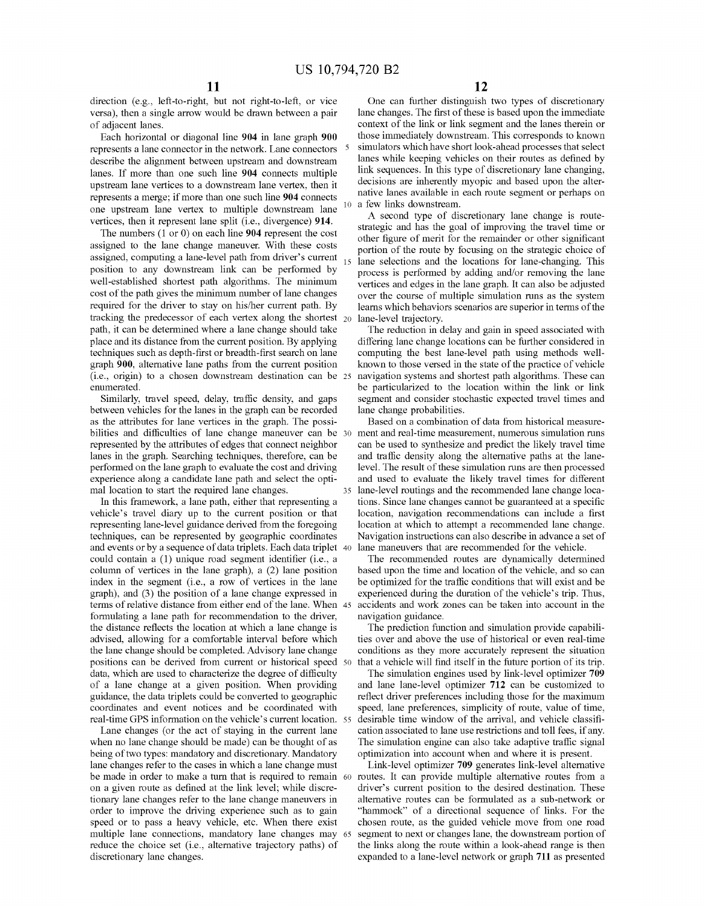direction (e.g., left-to-right, but not right-to-left, or vice versa), then a single arrow would be drawn between a pair of adjacent lanes.

Each horizontal or diagonal line **904** in lane graph **900** represents a lane connector in the network. Lane connectors describe the alignment between upstream and downstream lanes. If more than one such line **904** connects multiple upstream lane vertices to a downstream lane vertex, then it represents a merge; if more than one such line **904** connects one upstream lane vertex to multiple downstream lane vertices, then it represent lane split (i.e., divergence) **914**.

The numbers (1 or 0) on each line **904** represent the cost assigned to the lane change maneuver. With these costs assigned, computing a lane-level path from driver's current position to any downstream link can be performed by well-established shortest path algorithms. The minimum cost of the path gives the minimum number of lane changes required for the driver to stay on his/her current path. By tracking the predecessor of each vertex along the shortest path, it can be determined where a lane change should take place and its distance from the current position. By applying techniques such as depth-first or breadth-first search on lane graph **900**, alternative lane paths from the current position (i.e., origin) to a chosen downstream destination can be enumerated.

Similarly, travel speed, delay, traffic density, and gaps between vehicles for the lanes in the graph can be recorded as the attributes for lane vertices in the graph. The possibilities and difficulties of lane change maneuver can be represented by the attributes of edges that connect neighbor lanes in the graph. Searching techniques, therefore, can be performed on the lane graph to evaluate the cost and driving experience along a candidate lane path and select the optimal location to start the required lane changes.

In this framework, a lane path, either that representing a vehicle's travel diary up to the current position or that representing lane-level guidance derived from the foregoing techniques, can be represented by geographic coordinates and events or by a sequence of data triplets. Each data triplet could contain a (1) unique road segment identifier (i.e., a column of vertices in the lane graph), a (2) lane position index in the segment (i.e., a row of vertices in the lane graph), and (3) the position of a lane change expressed in terms of relative distance from either end of the lane. When formulating a lane path for recommendation to the driver, the distance reflects the location at which a lane change is advised, allowing for a comfortable interval before which the lane change should be completed. Advisory lane change positions can be derived from current or historical speed data, which are used to characterize the degree of difficulty of a lane change at a given position. When providing guidance, the data triplets could be converted to geographic coordinates and event notices and be coordinated with real-time GPS information on the vehicle's current location.

Lane changes (or the act of staying in the current lane when no lane change should be made) can be thought of as being of two types: mandatory and discretionary. Mandatory lane changes refer to the cases in which a lane change must be made in order to make a turn that is required to remain on a given route as defined at the link level; while discretionary lane changes refer to the lane change maneuvers in order to improve the driving experience such as to gain speed or to pass a heavy vehicle, etc. When there exist multiple lane connections, mandatory lane changes may reduce the choice set (i.e., alternative trajectory paths) of discretionary lane changes.

One can further distinguish two types of discretionary lane changes. The first of these is based upon the immediate context of the link or link segment and the lanes therein or those immediately downstream. This corresponds to known simulators which have short look-ahead processes that select lanes while keeping vehicles on their routes as defined by link sequences. In this type of discretionary lane changing, decisions are inherently myopic and based upon the alternative lanes available in each route segment or perhaps on a few links downstream.

A second type of discretionary lane change is route-strategic and has the goal of improving the travel time or other figure of merit for the remainder or other significant portion of the route by focusing on the strategic choice of lane selections and the locations for lane-changing. This process is performed by adding and/or removing the lane vertices and edges in the lane graph. It can also be adjusted over the course of multiple simulation runs as the system learns which behaviors scenarios are superior in terms of the lane-level trajectory.

The reduction in delay and gain in speed associated with differing lane change locations can be further considered in computing the best lane-level path using methods well-known to those versed in the state of the practice of vehicle navigation systems and shortest path algorithms. These can be particularized to the location within the link or link segment and consider stochastic expected travel times and lane change probabilities.

Based on a combination of data from historical measurement and real-time measurement, numerous simulation runs can be used to synthesize and predict the likely travel time and traffic density along the alternative paths at the lane-level. The result of these simulation runs are then processed and used to evaluate the likely travel times for different lane-level routings and the recommended lane change locations. Since lane changes cannot be guaranteed at a specific location, navigation recommendations can include a first location at which to attempt a recommended lane change. Navigation instructions can also describe in advance a set of lane maneuvers that are recommended for the vehicle.

The recommended routes are dynamically determined based upon the time and location of the vehicle, and so can be optimized for the traffic conditions that will exist and be experienced during the duration of the vehicle's trip. Thus, accidents and work zones can be taken into account in the navigation guidance.

The prediction function and simulation provide capabilities over and above the use of historical or even real-time conditions as they more accurately represent the situation that a vehicle will find itself in the future portion of its trip.

The simulation engines used by link-level optimizer **709** and lane lane-level optimizer **712** can be customized to reflect driver preferences including those for the maximum speed, lane preferences, simplicity of route, value of time, desirable time window of the arrival, and vehicle classification associated to lane use restrictions and toll fees, if any. The simulation engine can also take adaptive traffic signal optimization into account when and where it is present.

Link-level optimizer **709** generates link-level alternative routes. It can provide multiple alternative routes from a driver's current position to the desired destination. These alternative routes can be formulated as a sub-network or "hammock" of a directional sequence of links. For the chosen route, as the guided vehicle move from one road segment to next or changes lane, the downstream portion of the links along the route within a look-ahead range is then expanded to a lane-level network or graph **711** as presented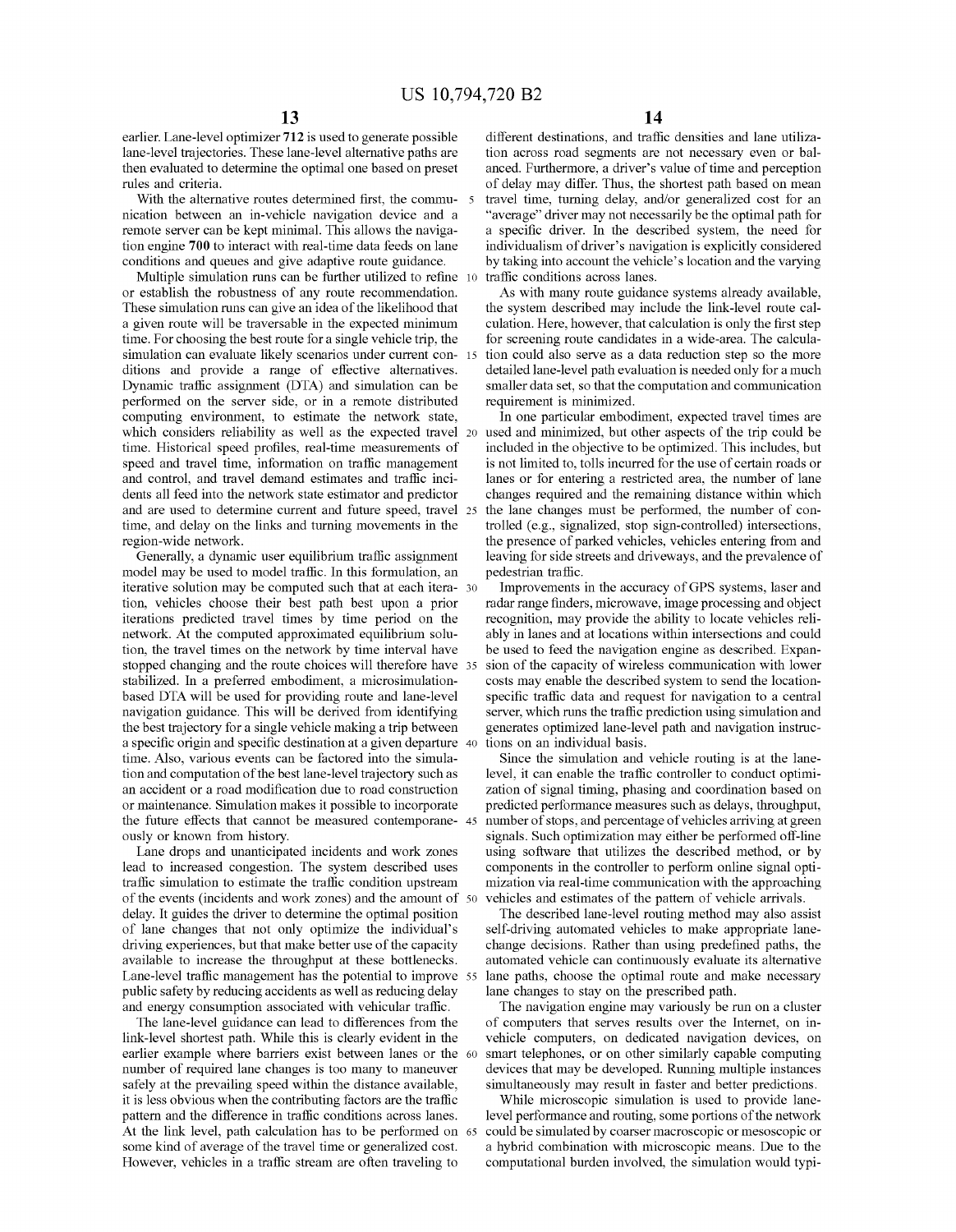earlier. Lane-level optimizer 712 is used to generate possible lane-level trajectories. These lane-level alternative paths are then evaluated to determine the optimal one based on preset rules and criteria.

With the alternative routes determined first, the communication between an in-vehicle navigation device and a remote server can be kept minimal. This allows the navigation engine 700 to interact with real-time data feeds on lane conditions and queues and give adaptive route guidance.

Multiple simulation runs can be further utilized to refine or establish the robustness of any route recommendation. These simulation runs can give an idea of the likelihood that a given route will be traversable in the expected minimum time. For choosing the best route for a single vehicle trip, the simulation can evaluate likely scenarios under current conditions and provide a range of effective alternatives. Dynamic traffic assignment (DTA) and simulation can be performed on the server side, or in a remote distributed computing environment, to estimate the network state, which considers reliability as well as the expected travel time. Historical speed profiles, real-time measurements of speed and travel time, information on traffic management and control, and travel demand estimates and traffic incidents all feed into the network state estimator and predictor and are used to determine current and future speed, travel time, and delay on the links and turning movements in the region-wide network.

Generally, a dynamic user equilibrium traffic assignment model may be used to model traffic. In this formulation, an iterative solution may be computed such that at each iteration, vehicles choose their best path best upon a prior iterations predicted travel times by time period on the network. At the computed approximated equilibrium solution, the travel times on the network by time interval have stopped changing and the route choices will therefore have stabilized. In a preferred embodiment, a microsimulation-based DTA will be used for providing route and lane-level navigation guidance. This will be derived from identifying the best trajectory for a single vehicle making a trip between a specific origin and specific destination at a given departure time. Also, various events can be factored into the simulation and computation of the best lane-level trajectory such as an accident or a road modification due to road construction or maintenance. Simulation makes it possible to incorporate the future effects that cannot be measured contemporaneously or known from history.

Lane drops and unanticipated incidents and work zones lead to increased congestion. The system described uses traffic simulation to estimate the traffic condition upstream of the events (incidents and work zones) and the amount of delay. It guides the driver to determine the optimal position of lane changes that not only optimize the individual's driving experiences, but that make better use of the capacity available to increase the throughput at these bottlenecks. Lane-level traffic management has the potential to improve public safety by reducing accidents as well as reducing delay and energy consumption associated with vehicular traffic.

The lane-level guidance can lead to differences from the link-level shortest path. While this is clearly evident in the earlier example where barriers exist between lanes or the number of required lane changes is too many to maneuver safely at the prevailing speed within the distance available, it is less obvious when the contributing factors are the traffic pattern and the difference in traffic conditions across lanes. At the link level, path calculation has to be performed on some kind of average of the travel time or generalized cost. However, vehicles in a traffic stream are often traveling to different destinations, and traffic densities and lane utilization across road segments are not necessary even or balanced. Furthermore, a driver's value of time and perception of delay may differ. Thus, the shortest path based on mean travel time, turning delay, and/or generalized cost for an "average" driver may not necessarily be the optimal path for a specific driver. In the described system, the need for individualism of driver's navigation is explicitly considered by taking into account the vehicle's location and the varying traffic conditions across lanes.

As with many route guidance systems already available, the system described may include the link-level route calculation. Here, however, that calculation is only the first step for screening route candidates in a wide-area. The calculation could also serve as a data reduction step so the more detailed lane-level path evaluation is needed only for a much smaller data set, so that the computation and communication requirement is minimized.

In one particular embodiment, expected travel times are used and minimized, but other aspects of the trip could be included in the objective to be optimized. This includes, but is not limited to, tolls incurred for the use of certain roads or lanes or for entering a restricted area, the number of lane changes required and the remaining distance within which the lane changes must be performed, the number of controlled (e.g., signalized, stop sign-controlled) intersections, the presence of parked vehicles, vehicles entering from and leaving for side streets and driveways, and the prevalence of pedestrian traffic.

Improvements in the accuracy of GPS systems, laser and radar range finders, microwave, image processing and object recognition, may provide the ability to locate vehicles reliably in lanes and at locations within intersections and could be used to feed the navigation engine as described. Expansion of the capacity of wireless communication with lower costs may enable the described system to send the location-specific traffic data and request for navigation to a central server, which runs the traffic prediction using simulation and generates optimized lane-level path and navigation instructions on an individual basis.

Since the simulation and vehicle routing is at the lane-level, it can enable the traffic controller to conduct optimization of signal timing, phasing and coordination based on predicted performance measures such as delays, throughput, number of stops, and percentage of vehicles arriving at green signals. Such optimization may either be performed off-line using software that utilizes the described method, or by components in the controller to perform online signal optimization via real-time communication with the approaching vehicles and estimates of the pattern of vehicle arrivals.

The described lane-level routing method may also assist self-driving automated vehicles to make appropriate lane-change decisions. Rather than using predefined paths, the automated vehicle can continuously evaluate its alternative lane paths, choose the optimal route and make necessary lane changes to stay on the prescribed path.

The navigation engine may variously be run on a cluster of computers that serves results over the Internet, on in-vehicle computers, on dedicated navigation devices, on smart telephones, or on other similarly capable computing devices that may be developed. Running multiple instances simultaneously may result in faster and better predictions.

While microscopic simulation is used to provide lane-level performance and routing, some portions of the network could be simulated by coarser macroscopic or mesoscopic or a hybrid combination with microscopic means. Due to the computational burden involved, the simulation would typi-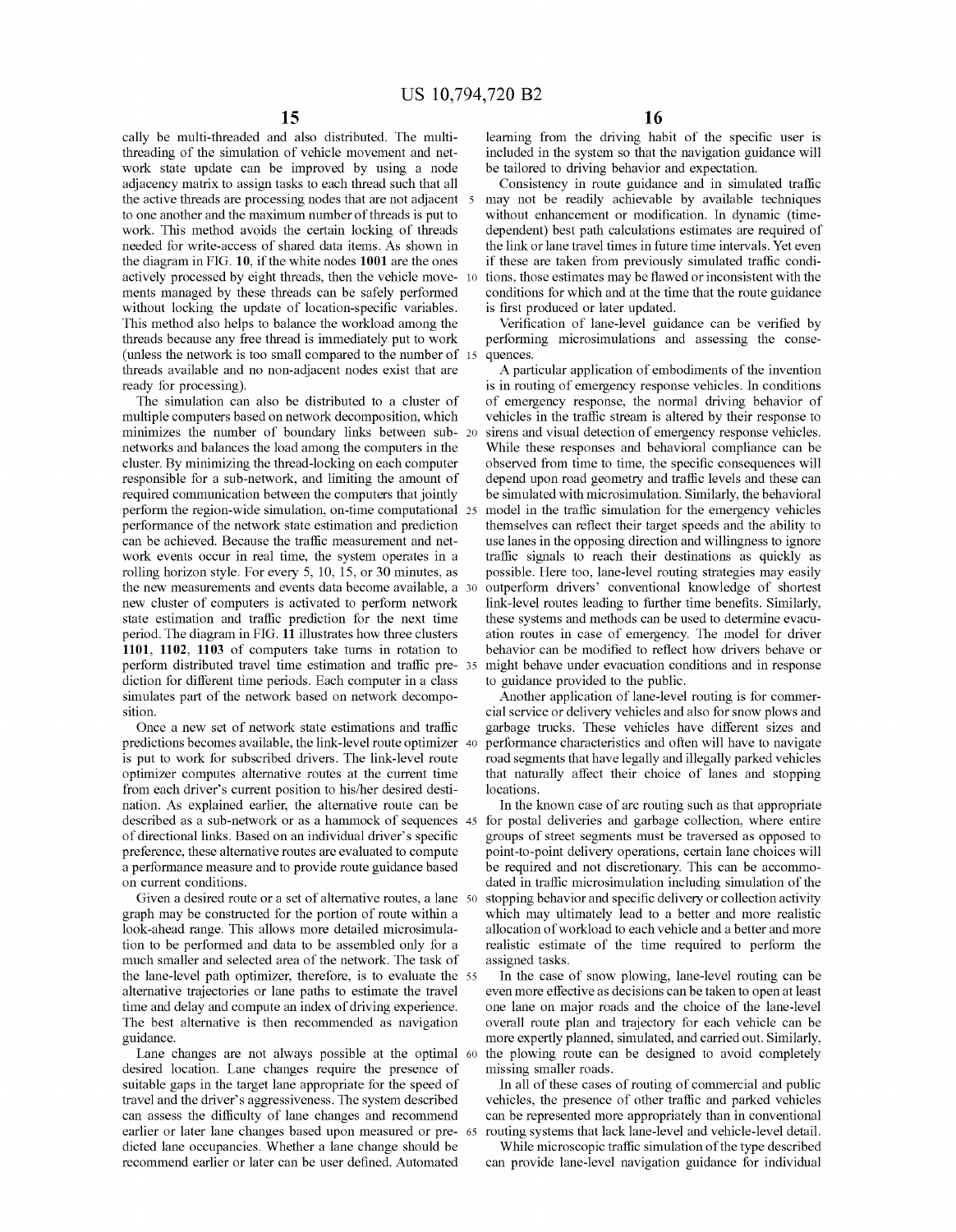cally be multi-threaded and also distributed. The multi-threading of the simulation of vehicle movement and network state update can be improved by using a node adjacency matrix to assign tasks to each thread such that all the active threads are processing nodes that are not adjacent to one another and the maximum number of threads is put to work. This method avoids the certain locking of threads needed for write-access of shared data items. As shown in the diagram in FIG. **10**, if the white nodes **1001** are the ones actively processed by eight threads, then the vehicle movements managed by these threads can be safely performed without locking the update of location-specific variables. This method also helps to balance the workload among the threads because any free thread is immediately put to work (unless the network is too small compared to the number of threads available and no non-adjacent nodes exist that are ready for processing).

The simulation can also be distributed to a cluster of multiple computers based on network decomposition, which minimizes the number of boundary links between sub-networks and balances the load among the computers in the cluster. By minimizing the thread-locking on each computer responsible for a sub-network, and limiting the amount of required communication between the computers that jointly perform the region-wide simulation, on-time computational performance of the network state estimation and prediction can be achieved. Because the traffic measurement and network events occur in real time, the system operates in a rolling horizon style. For every 5, 10, 15, or 30 minutes, as the new measurements and events data become available, a new cluster of computers is activated to perform network state estimation and traffic prediction for the next time period. The diagram in FIG. **11** illustrates how three clusters **1101**, **1102**, **1103** of computers take turns in rotation to perform distributed travel time estimation and traffic prediction for different time periods. Each computer in a class simulates part of the network based on network decomposition.

Once a new set of network state estimations and traffic predictions becomes available, the link-level route optimizer is put to work for subscribed drivers. The link-level route optimizer computes alternative routes at the current time from each driver's current position to his/her desired destination. As explained earlier, the alternative route can be described as a sub-network or as a hammock of sequences of directional links. Based on an individual driver's specific preference, these alternative routes are evaluated to compute a performance measure and to provide route guidance based on current conditions.

Given a desired route or a set of alternative routes, a lane graph may be constructed for the portion of route within a look-ahead range. This allows more detailed microsimulation to be performed and data to be assembled only for a much smaller and selected area of the network. The task of the lane-level path optimizer, therefore, is to evaluate the alternative trajectories or lane paths to estimate the travel time and delay and compute an index of driving experience. The best alternative is then recommended as navigation guidance.

Lane changes are not always possible at the optimal desired location. Lane changes require the presence of suitable gaps in the target lane appropriate for the speed of travel and the driver's aggressiveness. The system described can assess the difficulty of lane changes and recommend earlier or later lane changes based upon measured or predicted lane occupancies. Whether a lane change should be recommend earlier or later can be user defined. Automated learning from the driving habit of the specific user is included in the system so that the navigation guidance will be tailored to driving behavior and expectation.

Consistency in route guidance and in simulated traffic may not be readily achievable by available techniques without enhancement or modification. In dynamic (time-dependent) best path calculations estimates are required of the link or lane travel times in future time intervals. Yet even if these are taken from previously simulated traffic conditions, those estimates may be flawed or inconsistent with the conditions for which and at the time that the route guidance is first produced or later updated.

Verification of lane-level guidance can be verified by performing microsimulations and assessing the consequences.

A particular application of embodiments of the invention is in routing of emergency response vehicles. In conditions of emergency response, the normal driving behavior of vehicles in the traffic stream is altered by their response to sirens and visual detection of emergency response vehicles. While these responses and behavioral compliance can be observed from time to time, the specific consequences will depend upon road geometry and traffic levels and these can be simulated with microsimulation. Similarly, the behavioral model in the traffic simulation for the emergency vehicles themselves can reflect their target speeds and the ability to use lanes in the opposing direction and willingness to ignore traffic signals to reach their destinations as quickly as possible. Here too, lane-level routing strategies may easily outperform drivers' conventional knowledge of shortest link-level routes leading to further time benefits. Similarly, these systems and methods can be used to determine evacuation routes in case of emergency. The model for driver behavior can be modified to reflect how drivers behave or might behave under evacuation conditions and in response to guidance provided to the public.

Another application of lane-level routing is for commercial service or delivery vehicles and also for snow plows and garbage trucks. These vehicles have different sizes and performance characteristics and often will have to navigate road segments that have legally and illegally parked vehicles that naturally affect their choice of lanes and stopping locations.

In the known case of arc routing such as that appropriate for postal deliveries and garbage collection, where entire groups of street segments must be traversed as opposed to point-to-point delivery operations, certain lane choices will be required and not discretionary. This can be accommodated in traffic microsimulation including simulation of the stopping behavior and specific delivery or collection activity which may ultimately lead to a better and more realistic allocation of workload to each vehicle and a better and more realistic estimate of the time required to perform the assigned tasks.

In the case of snow plowing, lane-level routing can be even more effective as decisions can be taken to open at least one lane on major roads and the choice of the lane-level overall route plan and trajectory for each vehicle can be more expertly planned, simulated, and carried out. Similarly, the plowing route can be designed to avoid completely missing smaller roads.

In all of these cases of routing of commercial and public vehicles, the presence of other traffic and parked vehicles can be represented more appropriately than in conventional routing systems that lack lane-level and vehicle-level detail.

While microscopic traffic simulation of the type described can provide lane-level navigation guidance for individual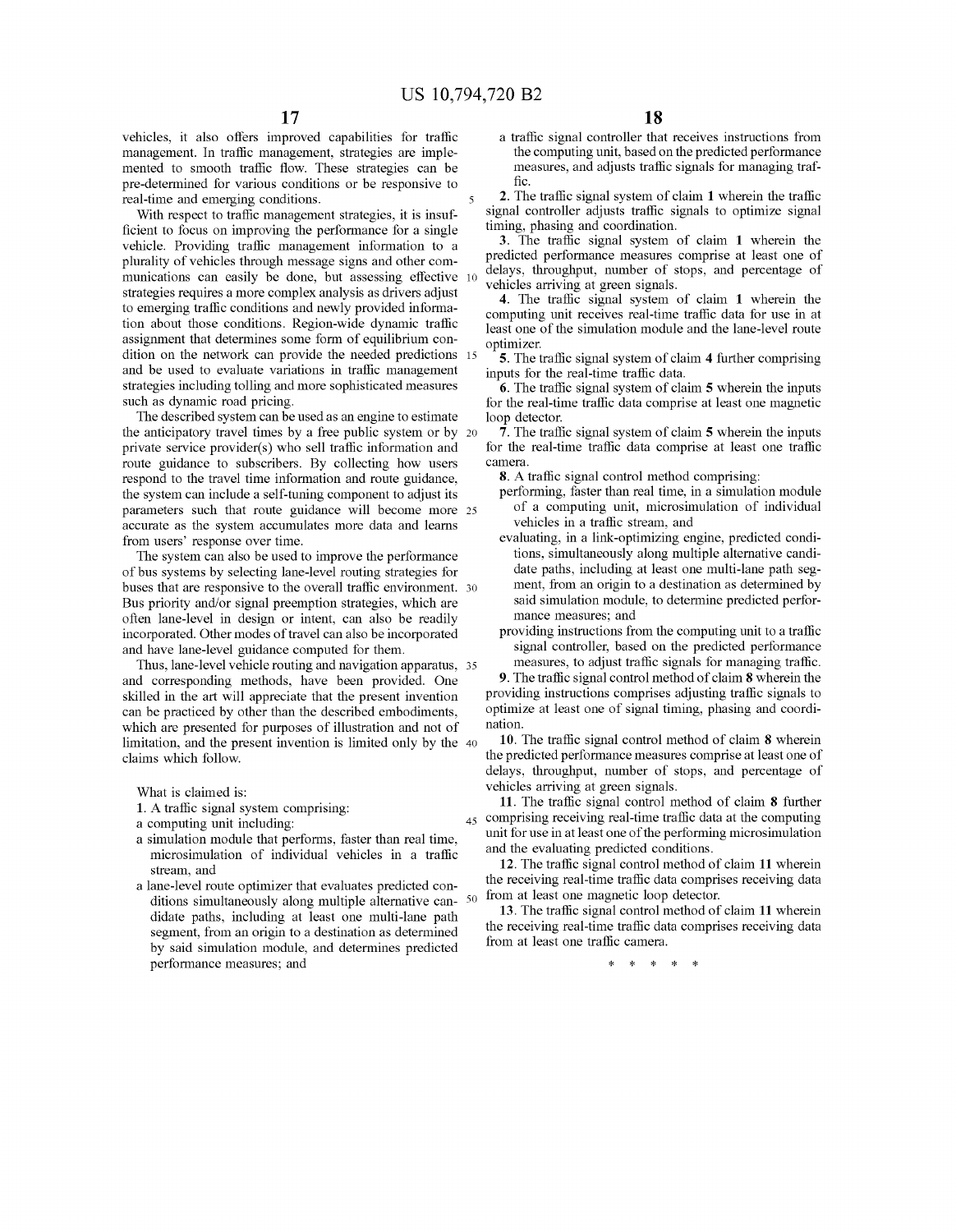vehicles, it also offers improved capabilities for traffic management. In traffic management, strategies are implemented to smooth traffic flow. These strategies can be pre-determined for various conditions or be responsive to real-time and emerging conditions.

With respect to traffic management strategies, it is insufficient to focus on improving the performance for a single vehicle. Providing traffic management information to a plurality of vehicles through message signs and other communications can easily be done, but assessing effective strategies requires a more complex analysis as drivers adjust to emerging traffic conditions and newly provided information about those conditions. Region-wide dynamic traffic assignment that determines some form of equilibrium condition on the network can provide the needed predictions and be used to evaluate variations in traffic management strategies including tolling and more sophisticated measures such as dynamic road pricing.

The described system can be used as an engine to estimate the anticipatory travel times by a free public system or by private service provider(s) who sell traffic information and route guidance to subscribers. By collecting how users respond to the travel time information and route guidance, the system can include a self-tuning component to adjust its parameters such that route guidance will become more accurate as the system accumulates more data and learns from users' response over time.

The system can also be used to improve the performance of bus systems by selecting lane-level routing strategies for buses that are responsive to the overall traffic environment. Bus priority and/or signal preemption strategies, which are often lane-level in design or intent, can also be readily incorporated. Other modes of travel can also be incorporated and have lane-level guidance computed for them.

Thus, lane-level vehicle routing and navigation apparatus, and corresponding methods, have been provided. One skilled in the art will appreciate that the present invention can be practiced by other than the described embodiments, which are presented for purposes of illustration and not of limitation, and the present invention is limited only by the claims which follow.

What is claimed is:

1. A traffic signal system comprising:
a computing unit including:
a simulation module that performs, faster than real time, microsimulation of individual vehicles in a traffic stream, and
a lane-level route optimizer that evaluates predicted conditions simultaneously along multiple alternative candidate paths, including at least one multi-lane path segment, from an origin to a destination as determined by said simulation module, and determines predicted performance measures; and
a traffic signal controller that receives instructions from the computing unit, based on the predicted performance measures, and adjusts traffic signals for managing traffic.

2. The traffic signal system of claim 1 wherein the traffic signal controller adjusts traffic signals to optimize signal timing, phasing and coordination.

3. The traffic signal system of claim 1 wherein the predicted performance measures comprise at least one of delays, throughput, number of stops, and percentage of vehicles arriving at green signals.

4. The traffic signal system of claim 1 wherein the computing unit receives real-time traffic data for use in at least one of the simulation module and the lane-level route optimizer.

5. The traffic signal system of claim 4 further comprising inputs for the real-time traffic data.

6. The traffic signal system of claim 5 wherein the inputs for the real-time traffic data comprise at least one magnetic loop detector.

7. The traffic signal system of claim 5 wherein the inputs for the real-time traffic data comprise at least one traffic camera.

8. A traffic signal control method comprising:
performing, faster than real time, in a simulation module of a computing unit, microsimulation of individual vehicles in a traffic stream, and
evaluating, in a link-optimizing engine, predicted conditions, simultaneously along multiple alternative candidate paths, including at least one multi-lane path segment, from an origin to a destination as determined by said simulation module, to determine predicted performance measures; and
providing instructions from the computing unit to a traffic signal controller, based on the predicted performance measures, to adjust traffic signals for managing traffic.

9. The traffic signal control method of claim 8 wherein the providing instructions comprises adjusting traffic signals to optimize at least one of signal timing, phasing and coordination.

10. The traffic signal control method of claim 8 wherein the predicted performance measures comprise at least one of delays, throughput, number of stops, and percentage of vehicles arriving at green signals.

11. The traffic signal control method of claim 8 further comprising receiving real-time traffic data at the computing unit for use in at least one of the performing microsimulation and the evaluating predicted conditions.

12. The traffic signal control method of claim 11 wherein the receiving real-time traffic data comprises receiving data from at least one magnetic loop detector.

13. The traffic signal control method of claim 11 wherein the receiving real-time traffic data comprises receiving data from at least one traffic camera.

* * * * *